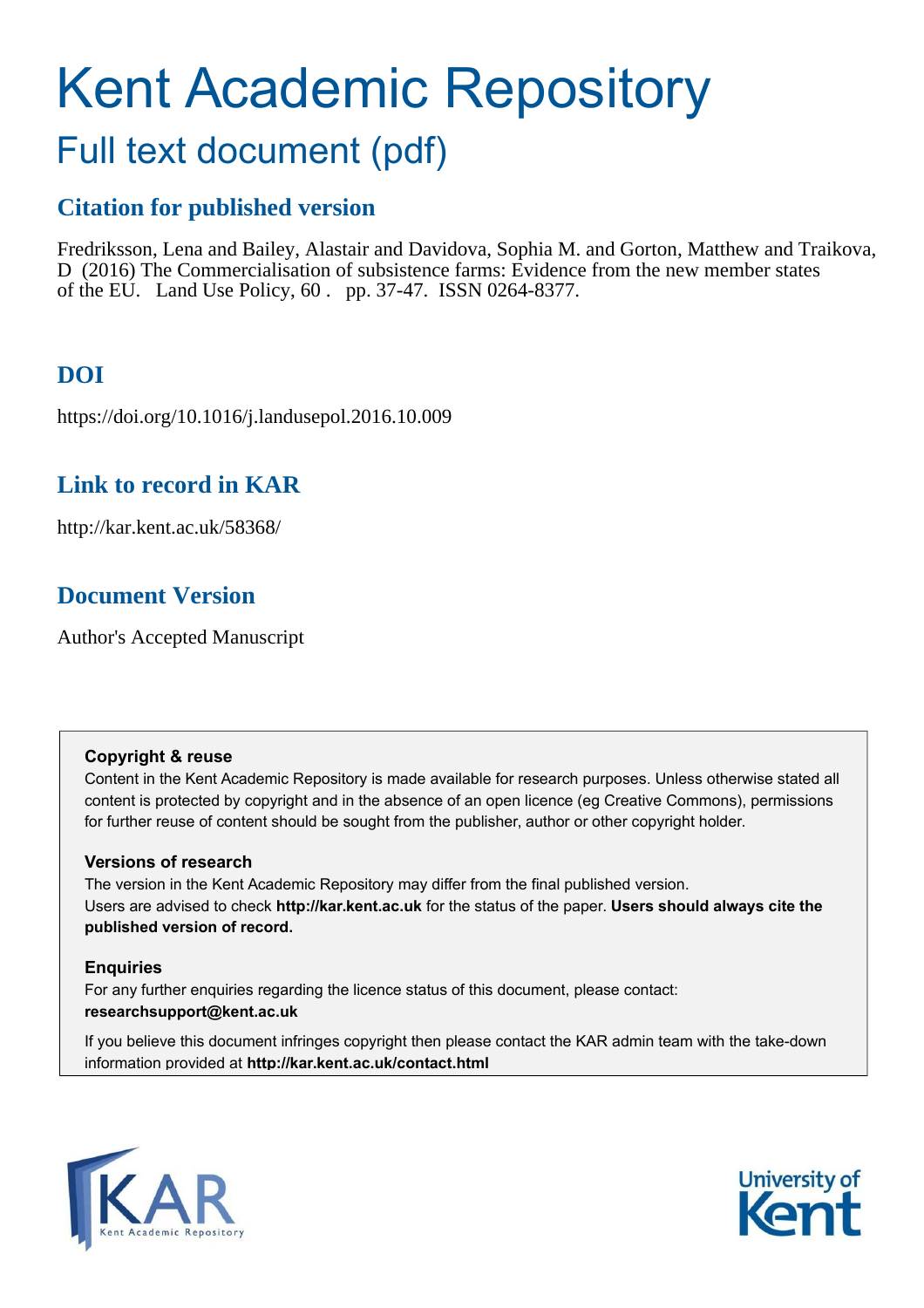# Kent Academic Repository

## Full text document (pdf)

### Citation for published version

Fredriksson, Lena and Bailey, Alastair and Davidova, Sophia M. and Gorton, Matthew and Traikova, D (2016) The Commercialisation of subsistence farms: Evidence from the new member states of the EU. Land Use Policy, 60 . pp. 37-47. ISSN 0264-8377.

### DOI

https://doi.org/10.1016/j.landusepol.2016.10.009

### Link to record in KAR

http://kar.kent.ac.uk/58368/

### Document Version

Author's Accepted Manuscript

**Copyright & reuse**

Content in the Kent Academic Repository is made available for research purposes. Unless otherwise stated all content is protected by copyright and in the absence of an open licence (eg Creative Commons), permissions for further reuse of content should be sought from the publisher, author or other copyright holder.

**Versions of research**

The version in the Kent Academic Repository may differ from the final published version. Users are advised to check **http://kar.kent.ac.uk** for the status of the paper. **Users should always cite the published version of record.**

**Enquiries**

For any further enquiries regarding the licence status of this document, please contact: **researchsupport@kent.ac.uk**

If you believe this document infringes copyright then please contact the KAR admin team with the take-down information provided at **http://kar.kent.ac.uk/contact.html**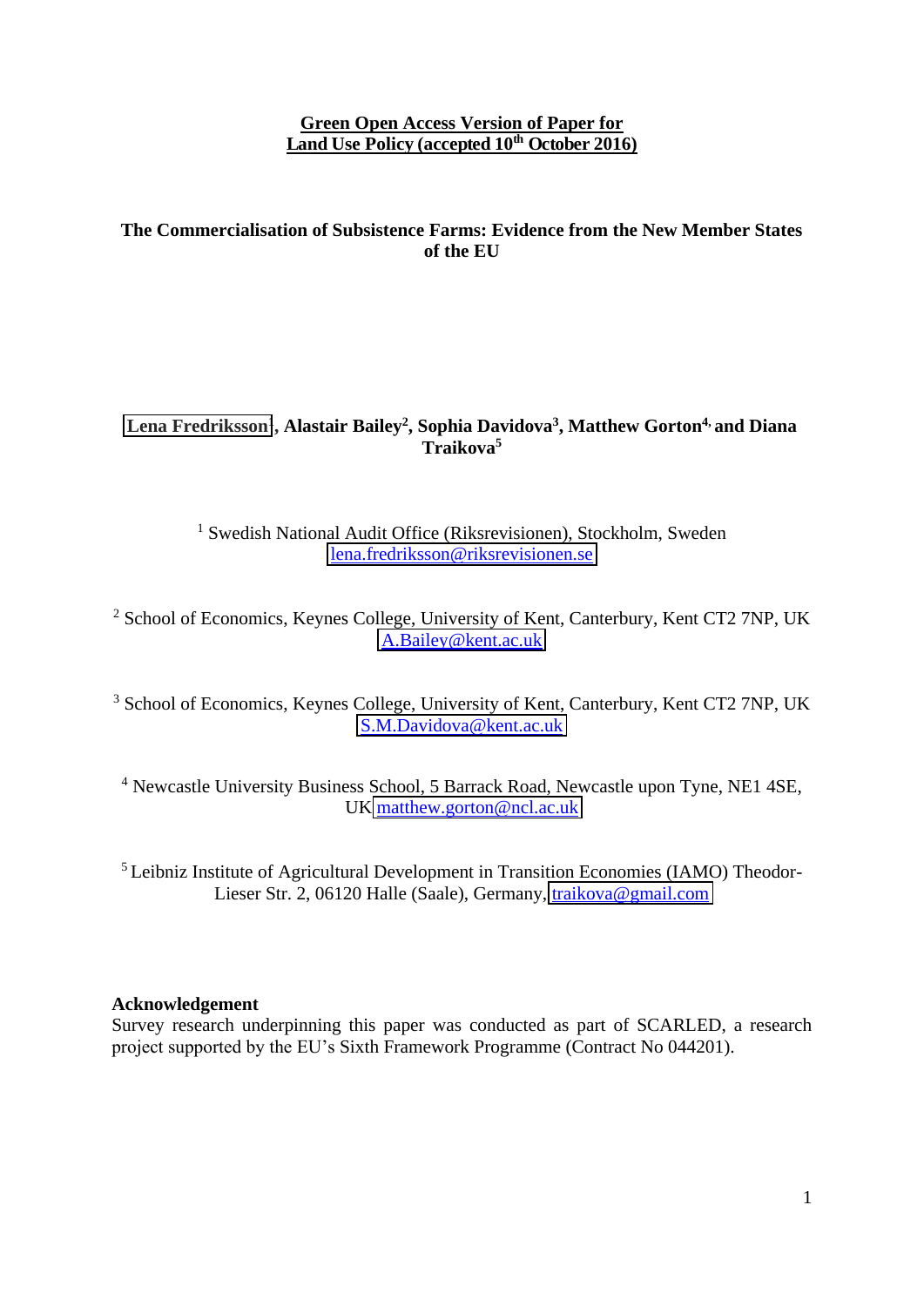**Green Open Access Version of Paper for Land Use Policy (accepted 10th October 2016)**

# The Commercialisation of Subsistence Farms: Evidence from the New Member States of the EU

**Lena Fredriksson[1], Alastair Bailey[2], Sophia Davidova[3], Matthew Gorton[4] and Diana Traikova[5]**

[1] Swedish National Audit Office (Riksrevisionen), Stockholm, Sweden lena.fredriksson@riksrevisionen.se

[2] School of Economics, Keynes College, University of Kent, Canterbury, Kent CT2 7NP, UK A.Bailey@kent.ac.uk

[3] School of Economics, Keynes College, University of Kent, Canterbury, Kent CT2 7NP, UK S.M.Davidova@kent.ac.uk

[4] Newcastle University Business School, 5 Barrack Road, Newcastle upon Tyne, NE1 4SE, UK matthew.gorton@ncl.ac.uk

[5] Leibniz Institute of Agricultural Development in Transition Economies (IAMO) Theodor-Lieser Str. 2, 06120 Halle (Saale), Germany, traikova@gmail.com

**Acknowledgement**

Survey research underpinning this paper was conducted as part of SCARLED, a research project supported by the EU's Sixth Framework Programme (Contract No 044201).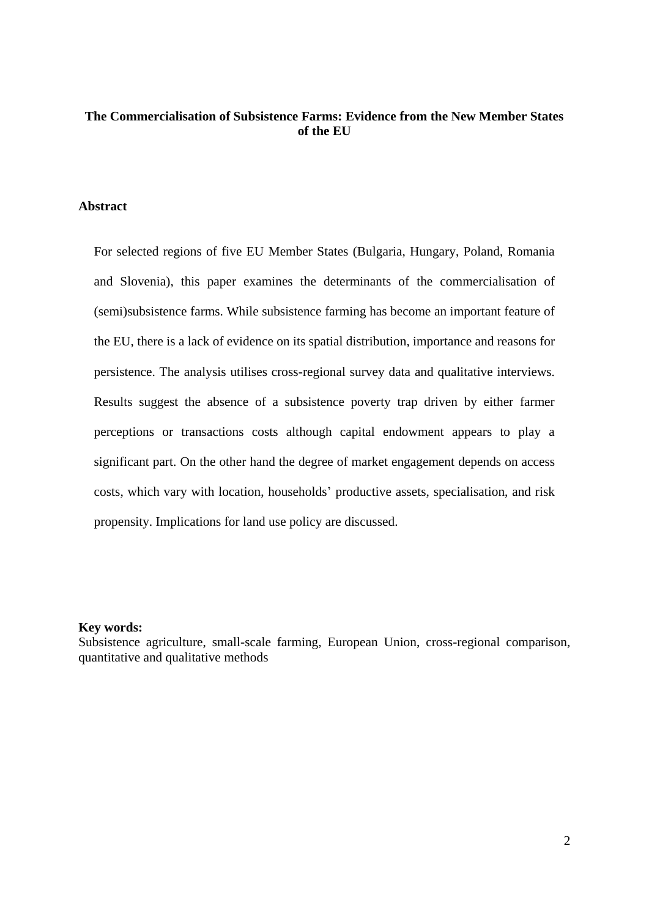**The Commercialisation of Subsistence Farms: Evidence from the New Member States of the EU**

## Abstract

For selected regions of five EU Member States (Bulgaria, Hungary, Poland, Romania and Slovenia), this paper examines the determinants of the commercialisation of (semi)subsistence farms. While subsistence farming has become an important feature of the EU, there is a lack of evidence on its spatial distribution, importance and reasons for persistence. The analysis utilises cross-regional survey data and qualitative interviews. Results suggest the absence of a subsistence poverty trap driven by either farmer perceptions or transactions costs although capital endowment appears to play a significant part. On the other hand the degree of market engagement depends on access costs, which vary with location, households' productive assets, specialisation, and risk propensity. Implications for land use policy are discussed.

**Key words:**
Subsistence agriculture, small-scale farming, European Union, cross-regional comparison, quantitative and qualitative methods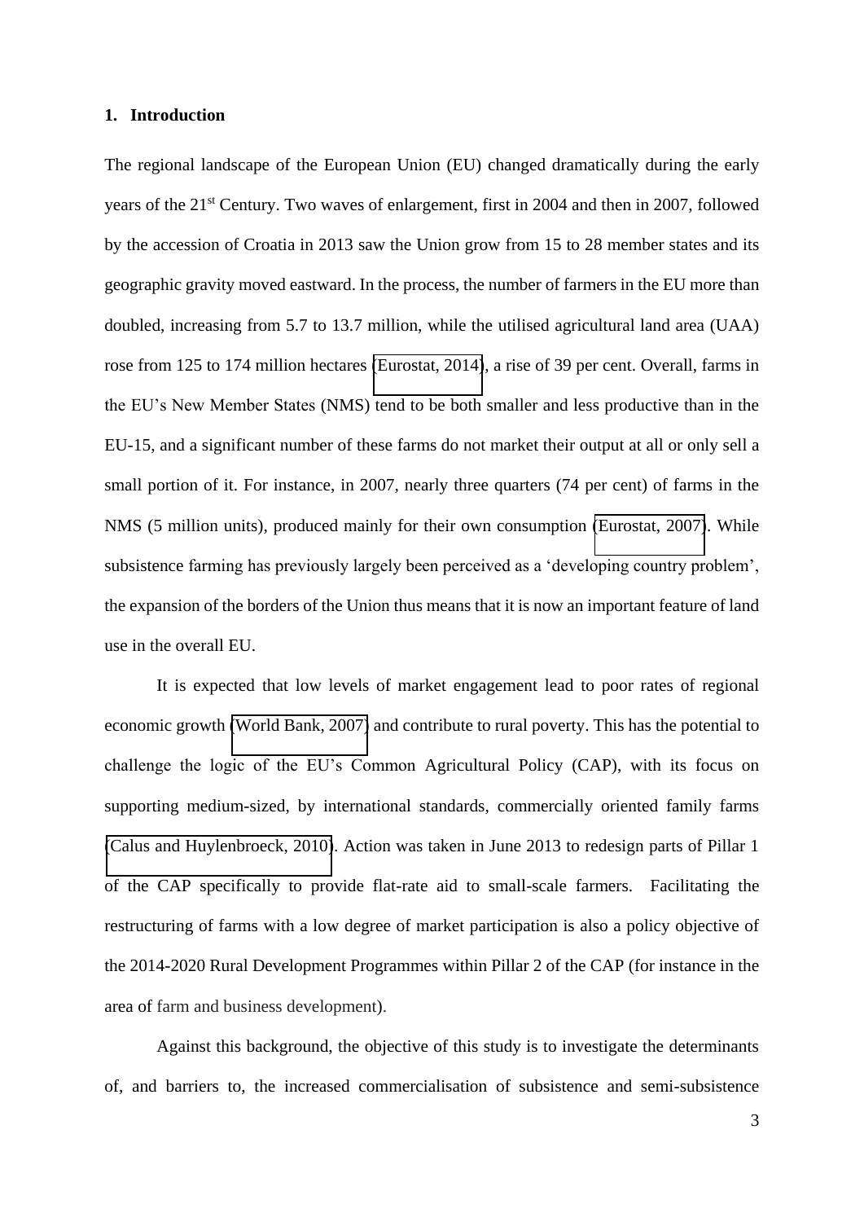## 1. Introduction

The regional landscape of the European Union (EU) changed dramatically during the early years of the 21st Century. Two waves of enlargement, first in 2004 and then in 2007, followed by the accession of Croatia in 2013 saw the Union grow from 15 to 28 member states and its geographic gravity moved eastward. In the process, the number of farmers in the EU more than doubled, increasing from 5.7 to 13.7 million, while the utilised agricultural land area (UAA) rose from 125 to 174 million hectares (Eurostat, 2014), a rise of 39 per cent. Overall, farms in the EU's New Member States (NMS) tend to be both smaller and less productive than in the EU-15, and a significant number of these farms do not market their output at all or only sell a small portion of it. For instance, in 2007, nearly three quarters (74 per cent) of farms in the NMS (5 million units), produced mainly for their own consumption (Eurostat, 2007). While subsistence farming has previously largely been perceived as a 'developing country problem', the expansion of the borders of the Union thus means that it is now an important feature of land use in the overall EU.

It is expected that low levels of market engagement lead to poor rates of regional economic growth (World Bank, 2007) and contribute to rural poverty. This has the potential to challenge the logic of the EU's Common Agricultural Policy (CAP), with its focus on supporting medium-sized, by international standards, commercially oriented family farms (Calus and Huylenbroeck, 2010). Action was taken in June 2013 to redesign parts of Pillar 1 of the CAP specifically to provide flat-rate aid to small-scale farmers. Facilitating the restructuring of farms with a low degree of market participation is also a policy objective of the 2014-2020 Rural Development Programmes within Pillar 2 of the CAP (for instance in the area of farm and business development).

Against this background, the objective of this study is to investigate the determinants of, and barriers to, the increased commercialisation of subsistence and semi-subsistence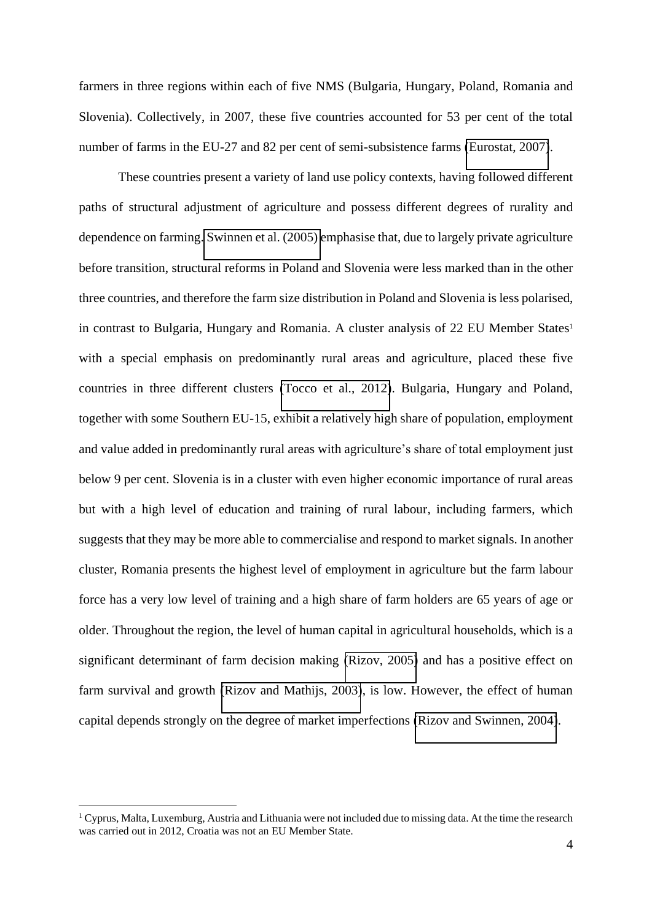farmers in three regions within each of five NMS (Bulgaria, Hungary, Poland, Romania and Slovenia). Collectively, in 2007, these five countries accounted for 53 per cent of the total number of farms in the EU-27 and 82 per cent of semi-subsistence farms (Eurostat, 2007).

These countries present a variety of land use policy contexts, having followed different paths of structural adjustment of agriculture and possess different degrees of rurality and dependence on farming. Swinnen et al. (2005) emphasise that, due to largely private agriculture before transition, structural reforms in Poland and Slovenia were less marked than in the other three countries, and therefore the farm size distribution in Poland and Slovenia is less polarised, in contrast to Bulgaria, Hungary and Romania. A cluster analysis of 22 EU Member States[1] with a special emphasis on predominantly rural areas and agriculture, placed these five countries in three different clusters (Tocco et al., 2012). Bulgaria, Hungary and Poland, together with some Southern EU-15, exhibit a relatively high share of population, employment and value added in predominantly rural areas with agriculture's share of total employment just below 9 per cent. Slovenia is in a cluster with even higher economic importance of rural areas but with a high level of education and training of rural labour, including farmers, which suggests that they may be more able to commercialise and respond to market signals. In another cluster, Romania presents the highest level of employment in agriculture but the farm labour force has a very low level of training and a high share of farm holders are 65 years of age or older. Throughout the region, the level of human capital in agricultural households, which is a significant determinant of farm decision making (Rizov, 2005) and has a positive effect on farm survival and growth (Rizov and Mathijs, 2003), is low. However, the effect of human capital depends strongly on the degree of market imperfections (Rizov and Swinnen, 2004).

[1] Cyprus, Malta, Luxemburg, Austria and Lithuania were not included due to missing data. At the time the research was carried out in 2012, Croatia was not an EU Member State.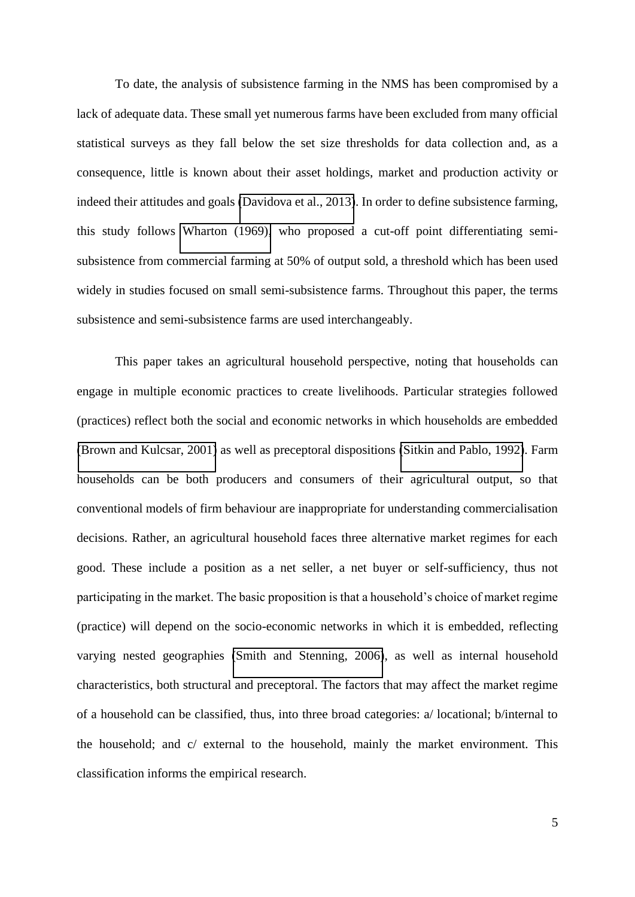To date, the analysis of subsistence farming in the NMS has been compromised by a lack of adequate data. These small yet numerous farms have been excluded from many official statistical surveys as they fall below the set size thresholds for data collection and, as a consequence, little is known about their asset holdings, market and production activity or indeed their attitudes and goals (Davidova et al., 2013). In order to define subsistence farming, this study follows Wharton (1969), who proposed a cut-off point differentiating semi-subsistence from commercial farming at 50% of output sold, a threshold which has been used widely in studies focused on small semi-subsistence farms. Throughout this paper, the terms subsistence and semi-subsistence farms are used interchangeably.

This paper takes an agricultural household perspective, noting that households can engage in multiple economic practices to create livelihoods. Particular strategies followed (practices) reflect both the social and economic networks in which households are embedded (Brown and Kulcsar, 2001) as well as preceptoral dispositions (Sitkin and Pablo, 1992). Farm households can be both producers and consumers of their agricultural output, so that conventional models of firm behaviour are inappropriate for understanding commercialisation decisions. Rather, an agricultural household faces three alternative market regimes for each good. These include a position as a net seller, a net buyer or self-sufficiency, thus not participating in the market. The basic proposition is that a household's choice of market regime (practice) will depend on the socio-economic networks in which it is embedded, reflecting varying nested geographies (Smith and Stenning, 2006), as well as internal household characteristics, both structural and preceptoral. The factors that may affect the market regime of a household can be classified, thus, into three broad categories: a/ locational; b/internal to the household; and c/ external to the household, mainly the market environment. This classification informs the empirical research.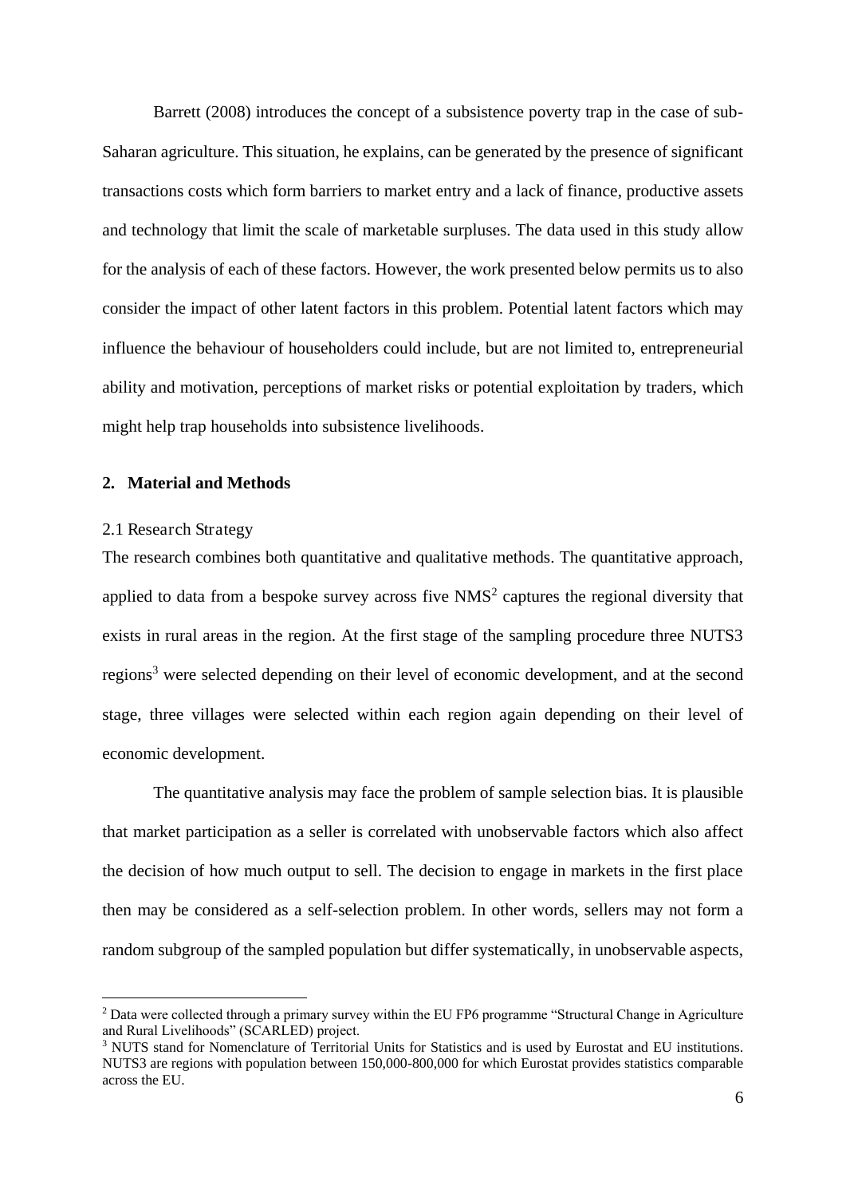Barrett (2008) introduces the concept of a subsistence poverty trap in the case of sub-Saharan agriculture. This situation, he explains, can be generated by the presence of significant transactions costs which form barriers to market entry and a lack of finance, productive assets and technology that limit the scale of marketable surpluses. The data used in this study allow for the analysis of each of these factors. However, the work presented below permits us to also consider the impact of other latent factors in this problem. Potential latent factors which may influence the behaviour of householders could include, but are not limited to, entrepreneurial ability and motivation, perceptions of market risks or potential exploitation by traders, which might help trap households into subsistence livelihoods.

## 2. Material and Methods

### 2.1 Research Strategy

The research combines both quantitative and qualitative methods. The quantitative approach, applied to data from a bespoke survey across five NMS[2] captures the regional diversity that exists in rural areas in the region. At the first stage of the sampling procedure three NUTS3 regions[3] were selected depending on their level of economic development, and at the second stage, three villages were selected within each region again depending on their level of economic development.

The quantitative analysis may face the problem of sample selection bias. It is plausible that market participation as a seller is correlated with unobservable factors which also affect the decision of how much output to sell. The decision to engage in markets in the first place then may be considered as a self-selection problem. In other words, sellers may not form a random subgroup of the sampled population but differ systematically, in unobservable aspects,

---

[2] Data were collected through a primary survey within the EU FP6 programme "Structural Change in Agriculture and Rural Livelihoods" (SCARLED) project.

[3] NUTS stand for Nomenclature of Territorial Units for Statistics and is used by Eurostat and EU institutions. NUTS3 are regions with population between 150,000-800,000 for which Eurostat provides statistics comparable across the EU.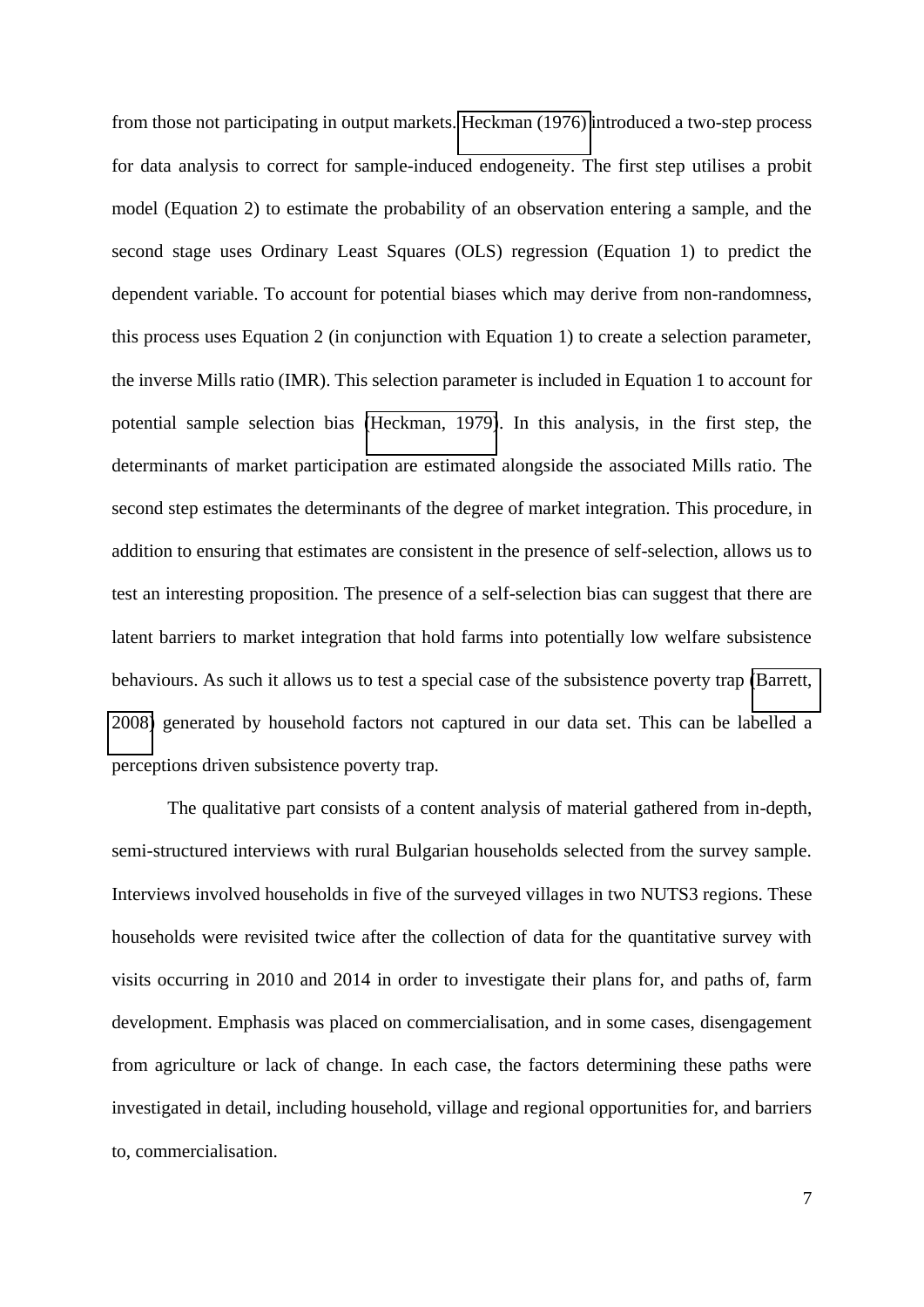from those not participating in output markets. Heckman (1976) introduced a two-step process for data analysis to correct for sample-induced endogeneity. The first step utilises a probit model (Equation 2) to estimate the probability of an observation entering a sample, and the second stage uses Ordinary Least Squares (OLS) regression (Equation 1) to predict the dependent variable. To account for potential biases which may derive from non-randomness, this process uses Equation 2 (in conjunction with Equation 1) to create a selection parameter, the inverse Mills ratio (IMR). This selection parameter is included in Equation 1 to account for potential sample selection bias (Heckman, 1979). In this analysis, in the first step, the determinants of market participation are estimated alongside the associated Mills ratio. The second step estimates the determinants of the degree of market integration. This procedure, in addition to ensuring that estimates are consistent in the presence of self-selection, allows us to test an interesting proposition. The presence of a self-selection bias can suggest that there are latent barriers to market integration that hold farms into potentially low welfare subsistence behaviours. As such it allows us to test a special case of the subsistence poverty trap (Barrett, 2008) generated by household factors not captured in our data set. This can be labelled a perceptions driven subsistence poverty trap.

The qualitative part consists of a content analysis of material gathered from in-depth, semi-structured interviews with rural Bulgarian households selected from the survey sample. Interviews involved households in five of the surveyed villages in two NUTS3 regions. These households were revisited twice after the collection of data for the quantitative survey with visits occurring in 2010 and 2014 in order to investigate their plans for, and paths of, farm development. Emphasis was placed on commercialisation, and in some cases, disengagement from agriculture or lack of change. In each case, the factors determining these paths were investigated in detail, including household, village and regional opportunities for, and barriers to, commercialisation.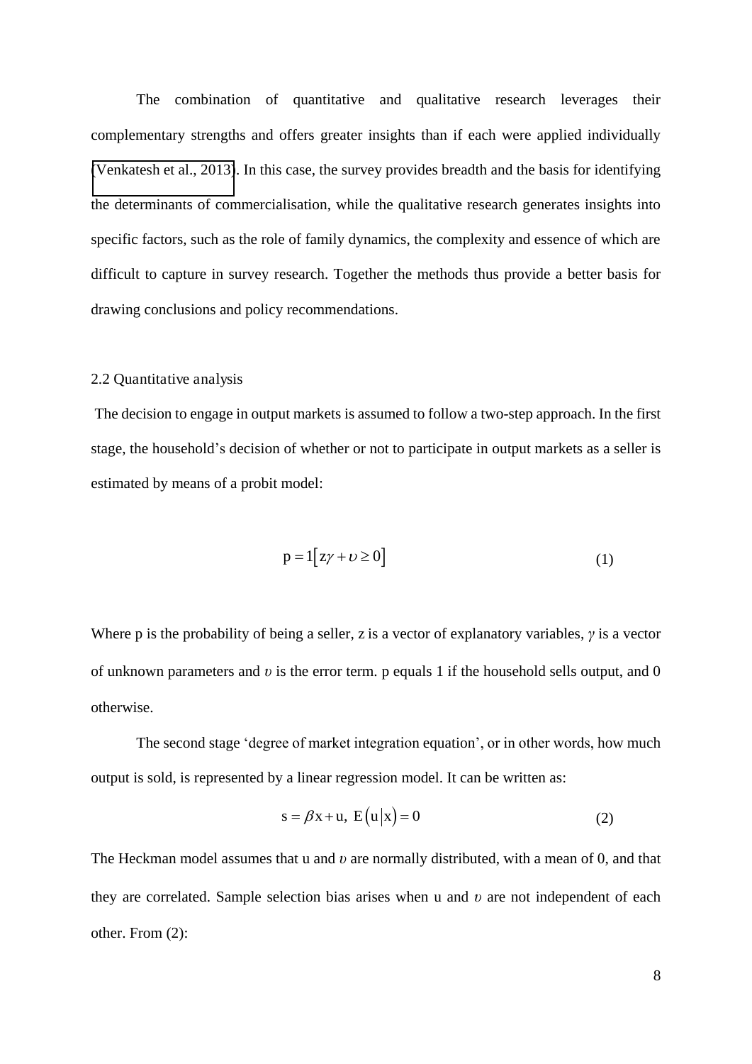The combination of quantitative and qualitative research leverages their complementary strengths and offers greater insights than if each were applied individually (Venkatesh et al., 2013). In this case, the survey provides breadth and the basis for identifying the determinants of commercialisation, while the qualitative research generates insights into specific factors, such as the role of family dynamics, the complexity and essence of which are difficult to capture in survey research. Together the methods thus provide a better basis for drawing conclusions and policy recommendations.

## 2.2 Quantitative analysis

The decision to engage in output markets is assumed to follow a two-step approach. In the first stage, the household's decision of whether or not to participate in output markets as a seller is estimated by means of a probit model:

$$p = 1\left[z\gamma + \upsilon \geq 0\right] \tag{1}$$

Where p is the probability of being a seller, z is a vector of explanatory variables, $\gamma$ is a vector of unknown parameters and $\upsilon$ is the error term. p equals 1 if the household sells output, and 0 otherwise.

The second stage 'degree of market integration equation', or in other words, how much output is sold, is represented by a linear regression model. It can be written as:

$$s = \beta x + u,\ E\left(u \middle| x\right) = 0 \tag{2}$$

The Heckman model assumes that u and $\upsilon$ are normally distributed, with a mean of 0, and that they are correlated. Sample selection bias arises when u and $\upsilon$ are not independent of each other. From (2):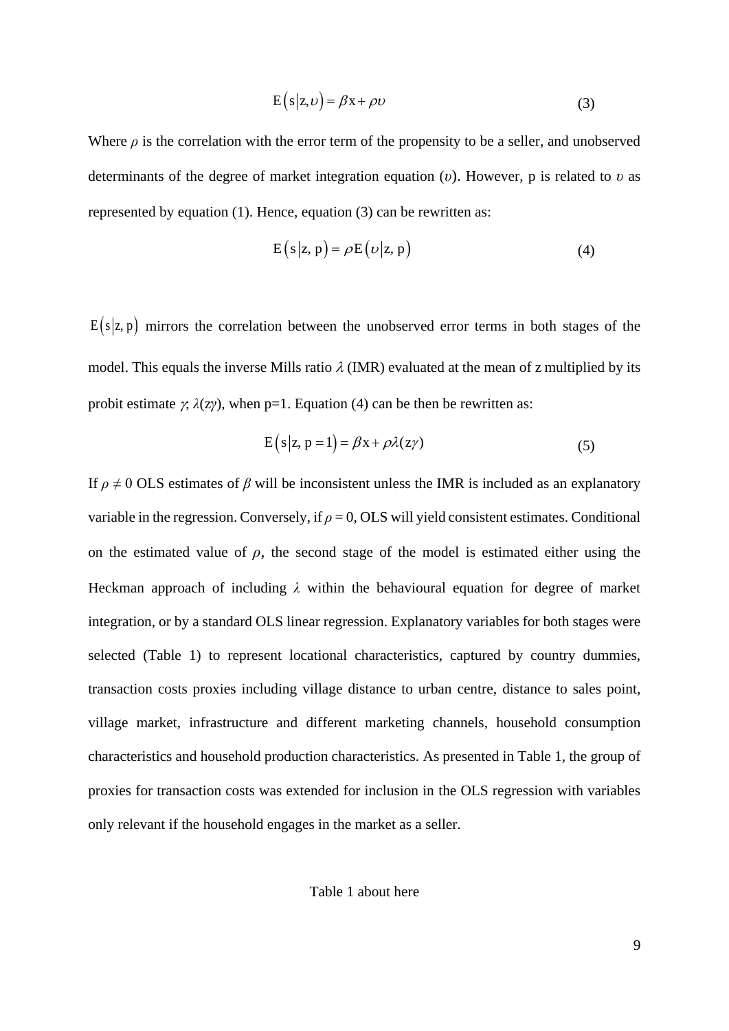$$\mathrm{E}\left(\mathrm{s}\,|\,\mathrm{z},\upsilon\right)=\beta\mathrm{x}+\rho\upsilon \tag{3}$$

Where $\rho$ is the correlation with the error term of the propensity to be a seller, and unobserved determinants of the degree of market integration equation ($\upsilon$). However, p is related to $\upsilon$ as represented by equation (1). Hence, equation (3) can be rewritten as:

$$\mathrm{E}\left(\mathrm{s}\,|\,\mathrm{z},\,\mathrm{p}\right)=\rho\mathrm{E}\left(\upsilon\,|\,\mathrm{z},\,\mathrm{p}\right) \tag{4}$$

$\mathrm{E}\left(\mathrm{s}\,|\,\mathrm{z},\mathrm{p}\right)$ mirrors the correlation between the unobserved error terms in both stages of the model. This equals the inverse Mills ratio $\lambda$ (IMR) evaluated at the mean of z multiplied by its probit estimate $\gamma$, $\lambda(\mathrm{z}\gamma)$, when p=1. Equation (4) can be then be rewritten as:

$$\mathrm{E}\left(\mathrm{s}\,|\,\mathrm{z},\,\mathrm{p}=1\right)=\beta\mathrm{x}+\rho\lambda(\mathrm{z}\gamma) \tag{5}$$

If $\rho \neq 0$ OLS estimates of $\beta$ will be inconsistent unless the IMR is included as an explanatory variable in the regression. Conversely, if $\rho = 0$, OLS will yield consistent estimates. Conditional on the estimated value of $\rho$, the second stage of the model is estimated either using the Heckman approach of including $\lambda$ within the behavioural equation for degree of market integration, or by a standard OLS linear regression. Explanatory variables for both stages were selected (Table 1) to represent locational characteristics, captured by country dummies, transaction costs proxies including village distance to urban centre, distance to sales point, village market, infrastructure and different marketing channels, household consumption characteristics and household production characteristics. As presented in Table 1, the group of proxies for transaction costs was extended for inclusion in the OLS regression with variables only relevant if the household engages in the market as a seller.

Table 1 about here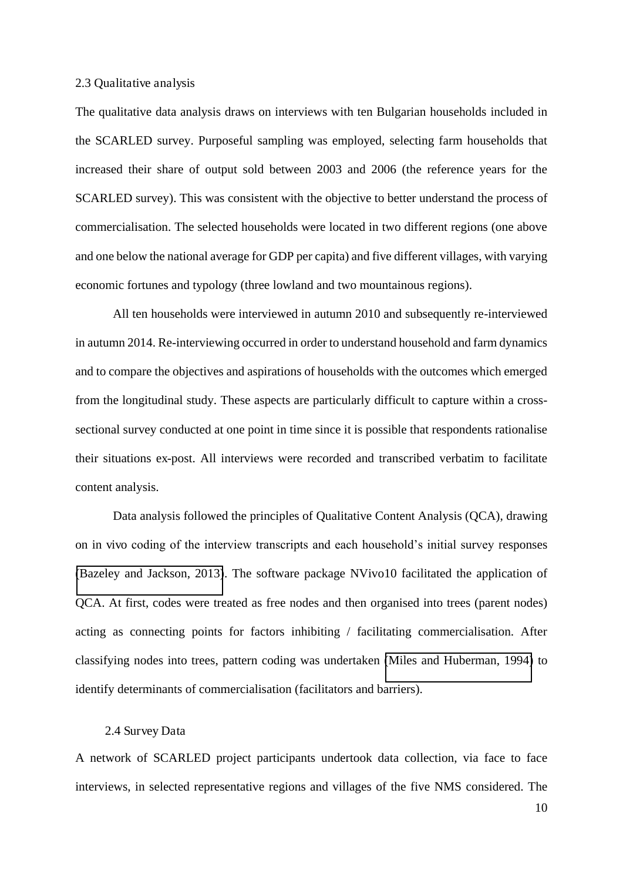### 2.3 Qualitative analysis

The qualitative data analysis draws on interviews with ten Bulgarian households included in the SCARLED survey. Purposeful sampling was employed, selecting farm households that increased their share of output sold between 2003 and 2006 (the reference years for the SCARLED survey). This was consistent with the objective to better understand the process of commercialisation. The selected households were located in two different regions (one above and one below the national average for GDP per capita) and five different villages, with varying economic fortunes and typology (three lowland and two mountainous regions).

All ten households were interviewed in autumn 2010 and subsequently re-interviewed in autumn 2014. Re-interviewing occurred in order to understand household and farm dynamics and to compare the objectives and aspirations of households with the outcomes which emerged from the longitudinal study. These aspects are particularly difficult to capture within a cross-sectional survey conducted at one point in time since it is possible that respondents rationalise their situations ex-post. All interviews were recorded and transcribed verbatim to facilitate content analysis.

Data analysis followed the principles of Qualitative Content Analysis (QCA), drawing on in vivo coding of the interview transcripts and each household's initial survey responses (Bazeley and Jackson, 2013). The software package NVivo10 facilitated the application of QCA. At first, codes were treated as free nodes and then organised into trees (parent nodes) acting as connecting points for factors inhibiting / facilitating commercialisation. After classifying nodes into trees, pattern coding was undertaken (Miles and Huberman, 1994) to identify determinants of commercialisation (facilitators and barriers).

### 2.4 Survey Data

A network of SCARLED project participants undertook data collection, via face to face interviews, in selected representative regions and villages of the five NMS considered. The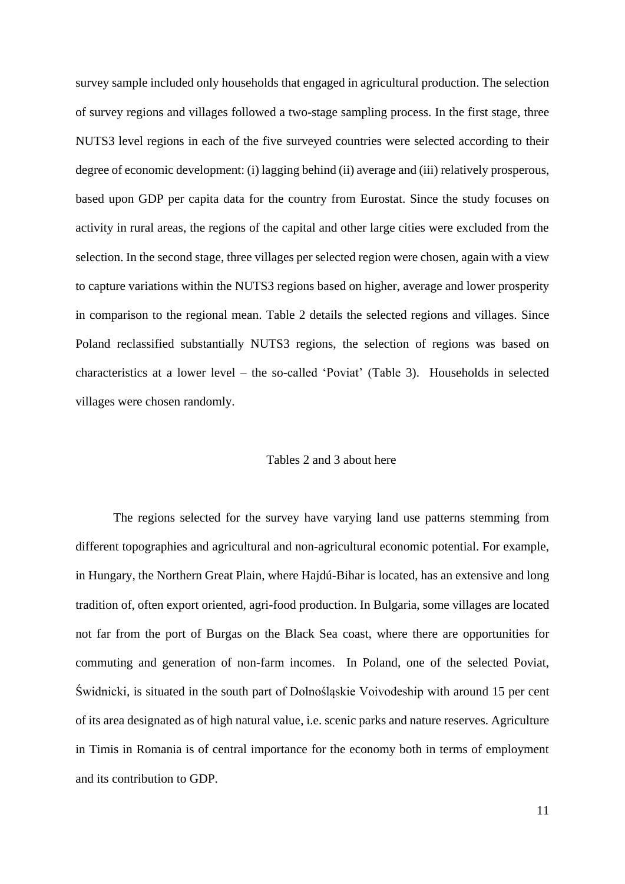survey sample included only households that engaged in agricultural production. The selection of survey regions and villages followed a two-stage sampling process. In the first stage, three NUTS3 level regions in each of the five surveyed countries were selected according to their degree of economic development: (i) lagging behind (ii) average and (iii) relatively prosperous, based upon GDP per capita data for the country from Eurostat. Since the study focuses on activity in rural areas, the regions of the capital and other large cities were excluded from the selection. In the second stage, three villages per selected region were chosen, again with a view to capture variations within the NUTS3 regions based on higher, average and lower prosperity in comparison to the regional mean. Table 2 details the selected regions and villages. Since Poland reclassified substantially NUTS3 regions, the selection of regions was based on characteristics at a lower level – the so-called 'Poviat' (Table 3). Households in selected villages were chosen randomly.

Tables 2 and 3 about here

The regions selected for the survey have varying land use patterns stemming from different topographies and agricultural and non-agricultural economic potential. For example, in Hungary, the Northern Great Plain, where Hajdú-Bihar is located, has an extensive and long tradition of, often export oriented, agri-food production. In Bulgaria, some villages are located not far from the port of Burgas on the Black Sea coast, where there are opportunities for commuting and generation of non-farm incomes. In Poland, one of the selected Poviat, Świdnicki, is situated in the south part of Dolnośląskie Voivodeship with around 15 per cent of its area designated as of high natural value, i.e. scenic parks and nature reserves. Agriculture in Timis in Romania is of central importance for the economy both in terms of employment and its contribution to GDP.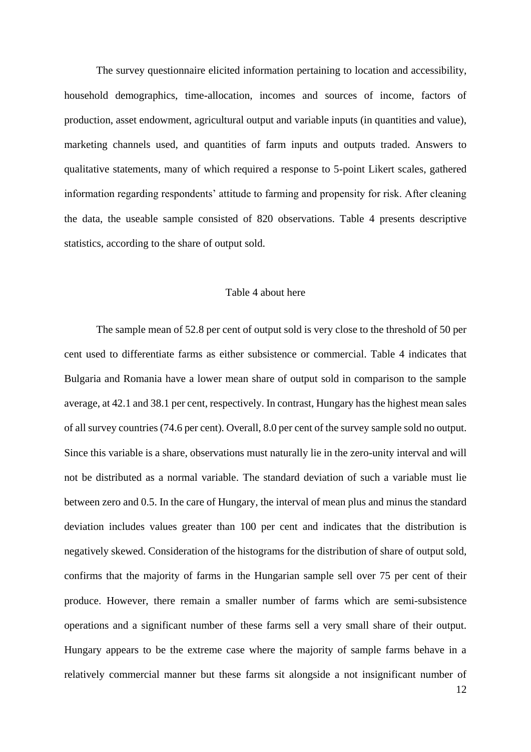The survey questionnaire elicited information pertaining to location and accessibility, household demographics, time-allocation, incomes and sources of income, factors of production, asset endowment, agricultural output and variable inputs (in quantities and value), marketing channels used, and quantities of farm inputs and outputs traded. Answers to qualitative statements, many of which required a response to 5-point Likert scales, gathered information regarding respondents' attitude to farming and propensity for risk. After cleaning the data, the useable sample consisted of 820 observations. Table 4 presents descriptive statistics, according to the share of output sold.

Table 4 about here

The sample mean of 52.8 per cent of output sold is very close to the threshold of 50 per cent used to differentiate farms as either subsistence or commercial. Table 4 indicates that Bulgaria and Romania have a lower mean share of output sold in comparison to the sample average, at 42.1 and 38.1 per cent, respectively. In contrast, Hungary has the highest mean sales of all survey countries (74.6 per cent). Overall, 8.0 per cent of the survey sample sold no output. Since this variable is a share, observations must naturally lie in the zero-unity interval and will not be distributed as a normal variable. The standard deviation of such a variable must lie between zero and 0.5. In the care of Hungary, the interval of mean plus and minus the standard deviation includes values greater than 100 per cent and indicates that the distribution is negatively skewed. Consideration of the histograms for the distribution of share of output sold, confirms that the majority of farms in the Hungarian sample sell over 75 per cent of their produce. However, there remain a smaller number of farms which are semi-subsistence operations and a significant number of these farms sell a very small share of their output. Hungary appears to be the extreme case where the majority of sample farms behave in a relatively commercial manner but these farms sit alongside a not insignificant number of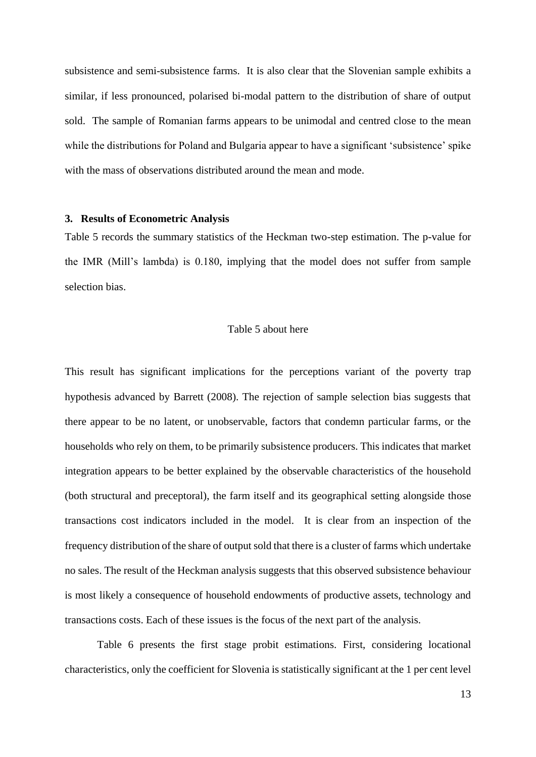subsistence and semi-subsistence farms. It is also clear that the Slovenian sample exhibits a similar, if less pronounced, polarised bi-modal pattern to the distribution of share of output sold. The sample of Romanian farms appears to be unimodal and centred close to the mean while the distributions for Poland and Bulgaria appear to have a significant 'subsistence' spike with the mass of observations distributed around the mean and mode.

### 3. Results of Econometric Analysis

Table 5 records the summary statistics of the Heckman two-step estimation. The p-value for the IMR (Mill's lambda) is 0.180, implying that the model does not suffer from sample selection bias.

Table 5 about here

This result has significant implications for the perceptions variant of the poverty trap hypothesis advanced by Barrett (2008). The rejection of sample selection bias suggests that there appear to be no latent, or unobservable, factors that condemn particular farms, or the households who rely on them, to be primarily subsistence producers. This indicates that market integration appears to be better explained by the observable characteristics of the household (both structural and preceptoral), the farm itself and its geographical setting alongside those transactions cost indicators included in the model. It is clear from an inspection of the frequency distribution of the share of output sold that there is a cluster of farms which undertake no sales. The result of the Heckman analysis suggests that this observed subsistence behaviour is most likely a consequence of household endowments of productive assets, technology and transactions costs. Each of these issues is the focus of the next part of the analysis.

Table 6 presents the first stage probit estimations. First, considering locational characteristics, only the coefficient for Slovenia is statistically significant at the 1 per cent level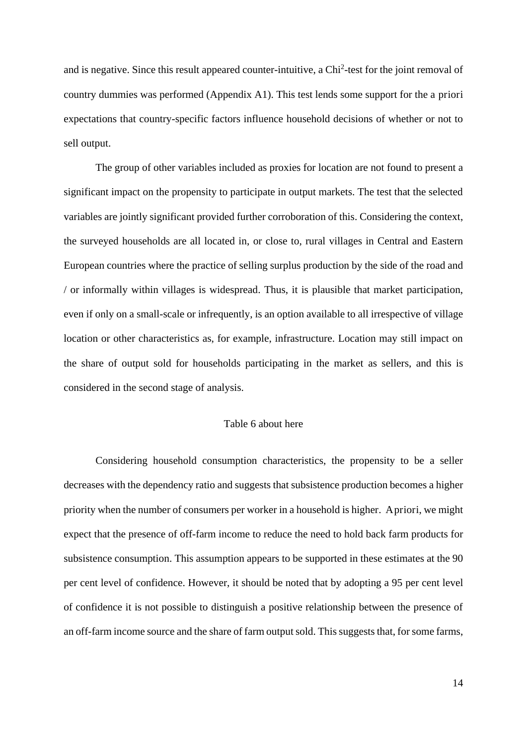and is negative. Since this result appeared counter-intuitive, a $Chi^2$-test for the joint removal of country dummies was performed (Appendix A1). This test lends some support for the a priori expectations that country-specific factors influence household decisions of whether or not to sell output.

The group of other variables included as proxies for location are not found to present a significant impact on the propensity to participate in output markets. The test that the selected variables are jointly significant provided further corroboration of this. Considering the context, the surveyed households are all located in, or close to, rural villages in Central and Eastern European countries where the practice of selling surplus production by the side of the road and / or informally within villages is widespread. Thus, it is plausible that market participation, even if only on a small-scale or infrequently, is an option available to all irrespective of village location or other characteristics as, for example, infrastructure. Location may still impact on the share of output sold for households participating in the market as sellers, and this is considered in the second stage of analysis.

Table 6 about here

Considering household consumption characteristics, the propensity to be a seller decreases with the dependency ratio and suggests that subsistence production becomes a higher priority when the number of consumers per worker in a household is higher. A priori, we might expect that the presence of off-farm income to reduce the need to hold back farm products for subsistence consumption. This assumption appears to be supported in these estimates at the 90 per cent level of confidence. However, it should be noted that by adopting a 95 per cent level of confidence it is not possible to distinguish a positive relationship between the presence of an off-farm income source and the share of farm output sold. This suggests that, for some farms,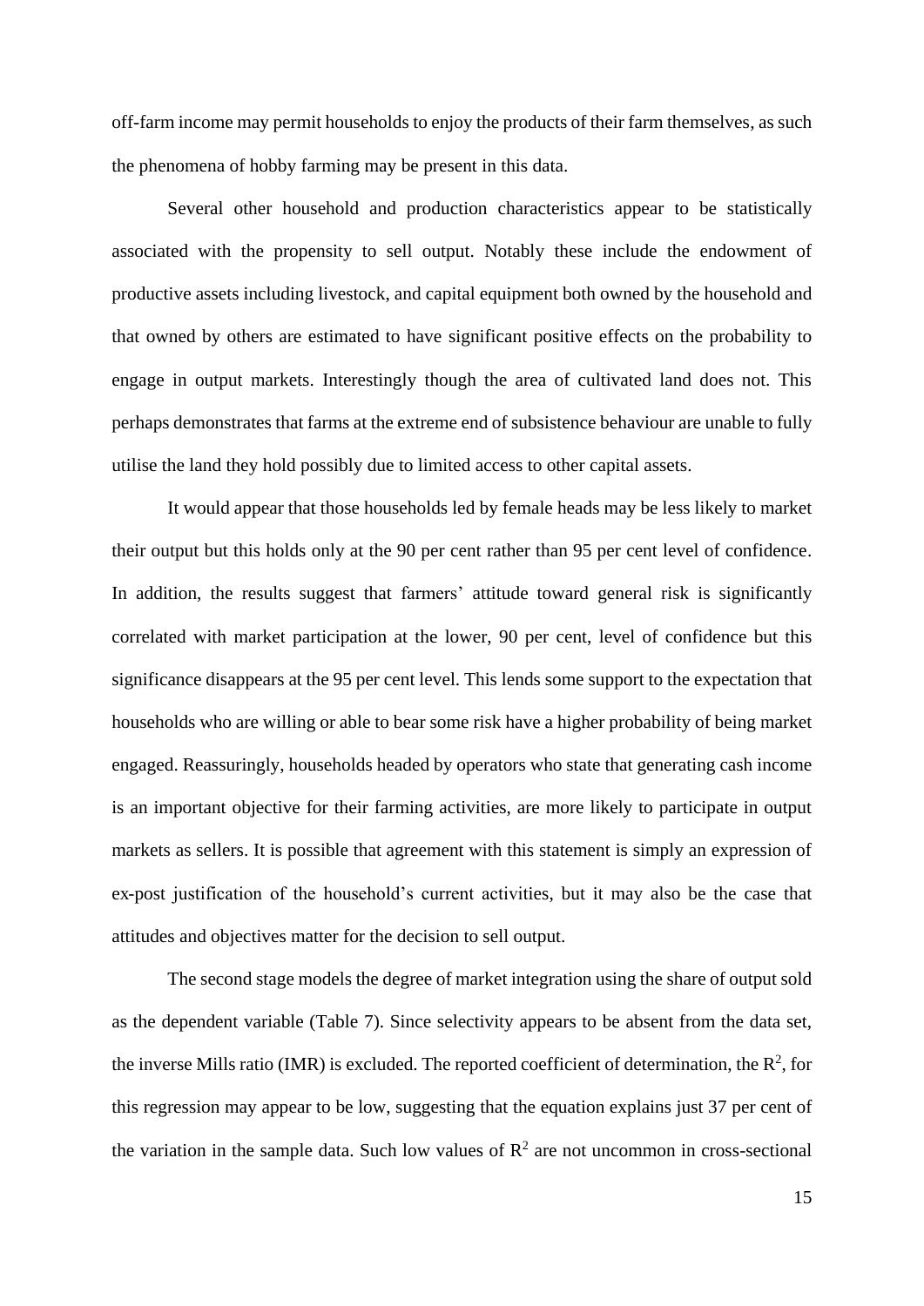off-farm income may permit households to enjoy the products of their farm themselves, as such the phenomena of hobby farming may be present in this data.

Several other household and production characteristics appear to be statistically associated with the propensity to sell output. Notably these include the endowment of productive assets including livestock, and capital equipment both owned by the household and that owned by others are estimated to have significant positive effects on the probability to engage in output markets. Interestingly though the area of cultivated land does not. This perhaps demonstrates that farms at the extreme end of subsistence behaviour are unable to fully utilise the land they hold possibly due to limited access to other capital assets.

It would appear that those households led by female heads may be less likely to market their output but this holds only at the 90 per cent rather than 95 per cent level of confidence. In addition, the results suggest that farmers' attitude toward general risk is significantly correlated with market participation at the lower, 90 per cent, level of confidence but this significance disappears at the 95 per cent level. This lends some support to the expectation that households who are willing or able to bear some risk have a higher probability of being market engaged. Reassuringly, households headed by operators who state that generating cash income is an important objective for their farming activities, are more likely to participate in output markets as sellers. It is possible that agreement with this statement is simply an expression of ex-post justification of the household's current activities, but it may also be the case that attitudes and objectives matter for the decision to sell output.

The second stage models the degree of market integration using the share of output sold as the dependent variable (Table 7). Since selectivity appears to be absent from the data set, the inverse Mills ratio (IMR) is excluded. The reported coefficient of determination, the $R^2$, for this regression may appear to be low, suggesting that the equation explains just 37 per cent of the variation in the sample data. Such low values of $R^2$ are not uncommon in cross-sectional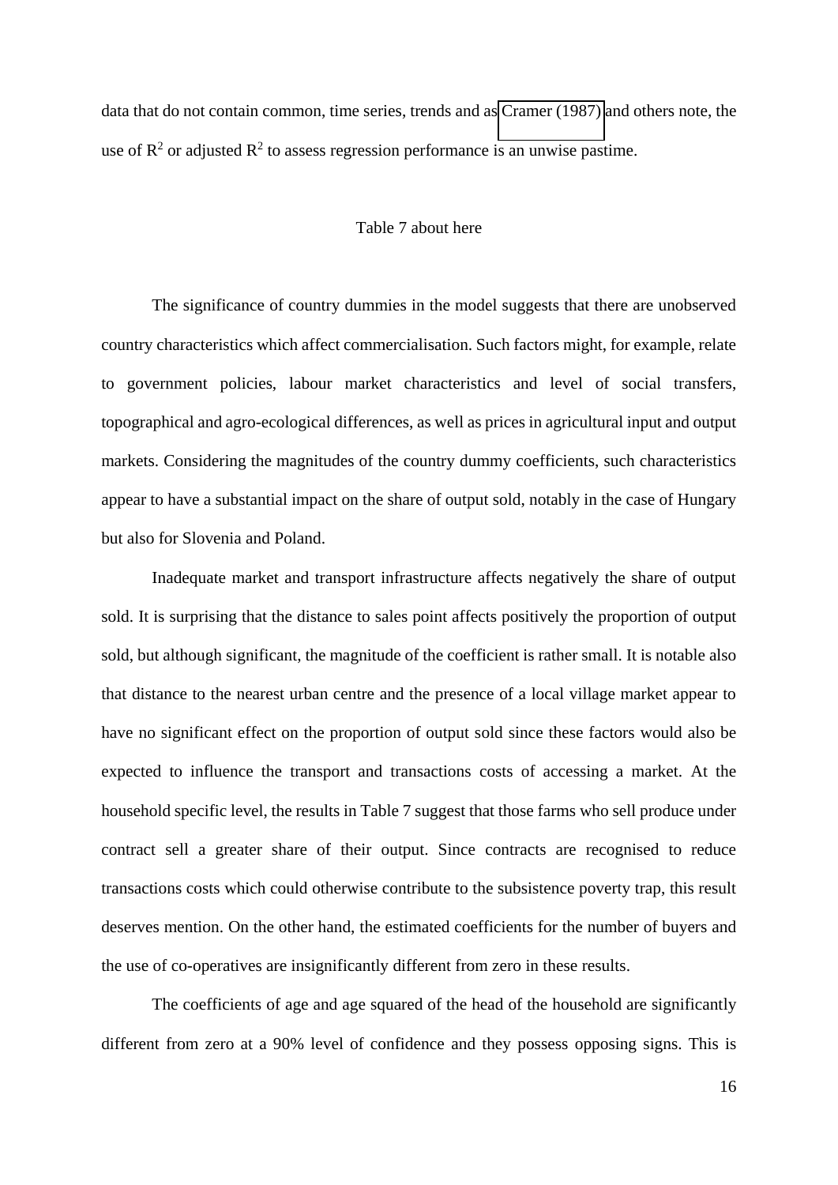data that do not contain common, time series, trends and as Cramer (1987) and others note, the use of $R^2$ or adjusted $R^2$ to assess regression performance is an unwise pastime.

Table 7 about here

The significance of country dummies in the model suggests that there are unobserved country characteristics which affect commercialisation. Such factors might, for example, relate to government policies, labour market characteristics and level of social transfers, topographical and agro-ecological differences, as well as prices in agricultural input and output markets. Considering the magnitudes of the country dummy coefficients, such characteristics appear to have a substantial impact on the share of output sold, notably in the case of Hungary but also for Slovenia and Poland.

Inadequate market and transport infrastructure affects negatively the share of output sold. It is surprising that the distance to sales point affects positively the proportion of output sold, but although significant, the magnitude of the coefficient is rather small. It is notable also that distance to the nearest urban centre and the presence of a local village market appear to have no significant effect on the proportion of output sold since these factors would also be expected to influence the transport and transactions costs of accessing a market. At the household specific level, the results in Table 7 suggest that those farms who sell produce under contract sell a greater share of their output. Since contracts are recognised to reduce transactions costs which could otherwise contribute to the subsistence poverty trap, this result deserves mention. On the other hand, the estimated coefficients for the number of buyers and the use of co-operatives are insignificantly different from zero in these results.

The coefficients of age and age squared of the head of the household are significantly different from zero at a 90% level of confidence and they possess opposing signs. This is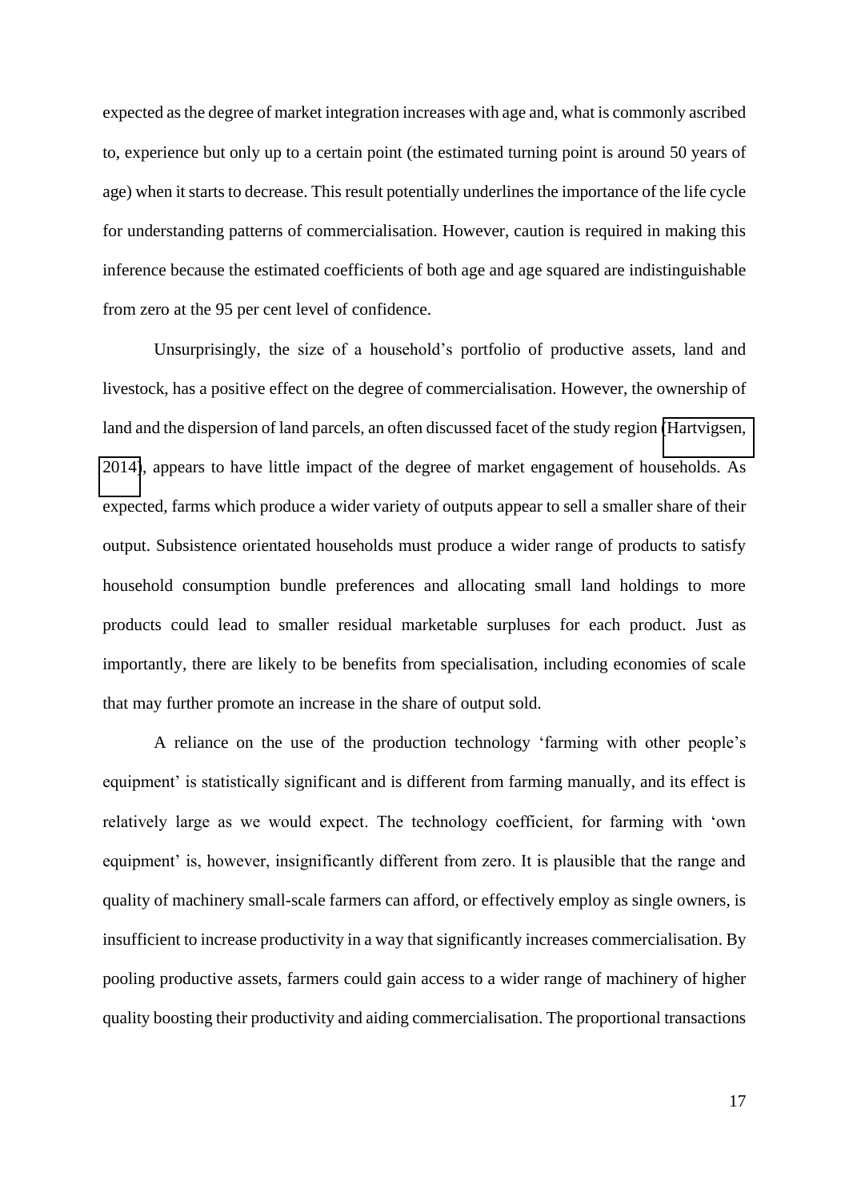expected as the degree of market integration increases with age and, what is commonly ascribed to, experience but only up to a certain point (the estimated turning point is around 50 years of age) when it starts to decrease. This result potentially underlines the importance of the life cycle for understanding patterns of commercialisation. However, caution is required in making this inference because the estimated coefficients of both age and age squared are indistinguishable from zero at the 95 per cent level of confidence.

Unsurprisingly, the size of a household's portfolio of productive assets, land and livestock, has a positive effect on the degree of commercialisation. However, the ownership of land and the dispersion of land parcels, an often discussed facet of the study region (Hartvigsen, 2014), appears to have little impact of the degree of market engagement of households. As expected, farms which produce a wider variety of outputs appear to sell a smaller share of their output. Subsistence orientated households must produce a wider range of products to satisfy household consumption bundle preferences and allocating small land holdings to more products could lead to smaller residual marketable surpluses for each product. Just as importantly, there are likely to be benefits from specialisation, including economies of scale that may further promote an increase in the share of output sold.

A reliance on the use of the production technology 'farming with other people's equipment' is statistically significant and is different from farming manually, and its effect is relatively large as we would expect. The technology coefficient, for farming with 'own equipment' is, however, insignificantly different from zero. It is plausible that the range and quality of machinery small-scale farmers can afford, or effectively employ as single owners, is insufficient to increase productivity in a way that significantly increases commercialisation. By pooling productive assets, farmers could gain access to a wider range of machinery of higher quality boosting their productivity and aiding commercialisation. The proportional transactions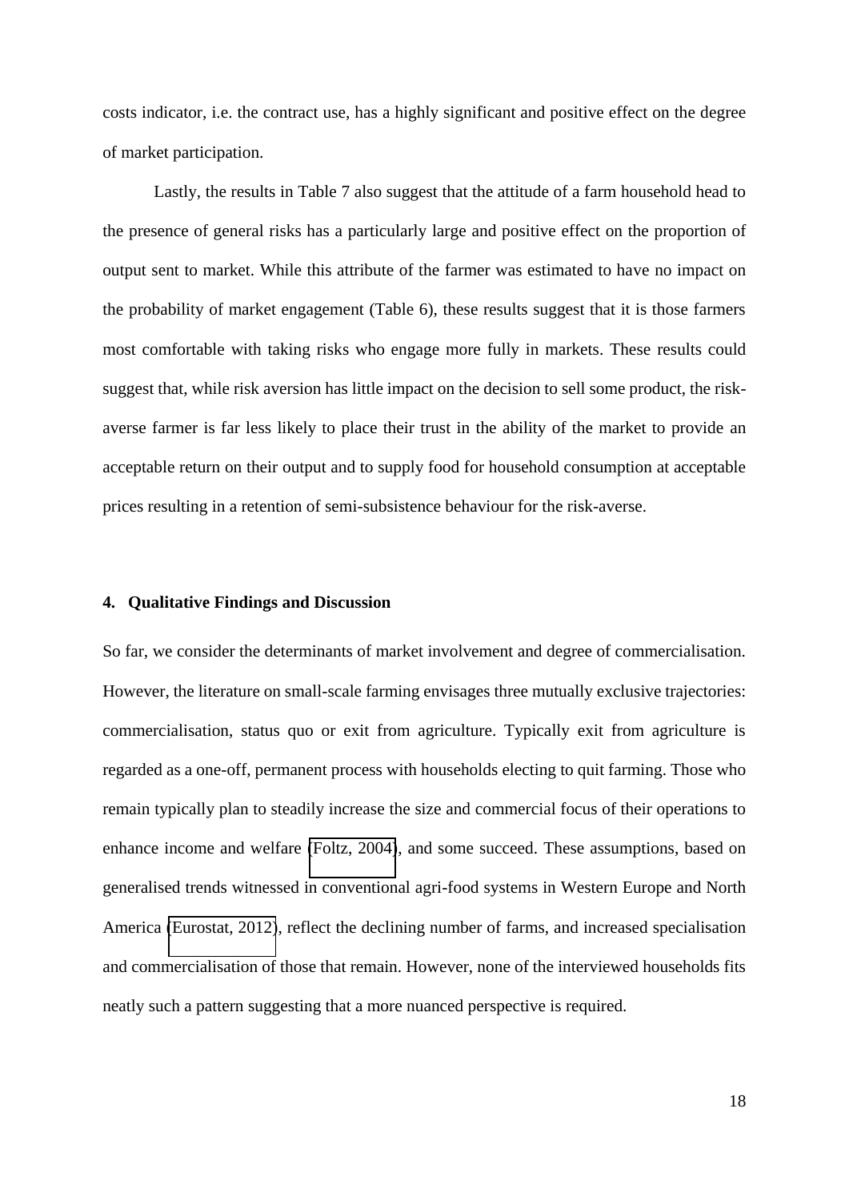costs indicator, i.e. the contract use, has a highly significant and positive effect on the degree of market participation.

Lastly, the results in Table 7 also suggest that the attitude of a farm household head to the presence of general risks has a particularly large and positive effect on the proportion of output sent to market. While this attribute of the farmer was estimated to have no impact on the probability of market engagement (Table 6), these results suggest that it is those farmers most comfortable with taking risks who engage more fully in markets. These results could suggest that, while risk aversion has little impact on the decision to sell some product, the risk-averse farmer is far less likely to place their trust in the ability of the market to provide an acceptable return on their output and to supply food for household consumption at acceptable prices resulting in a retention of semi-subsistence behaviour for the risk-averse.

## 4. Qualitative Findings and Discussion

So far, we consider the determinants of market involvement and degree of commercialisation. However, the literature on small-scale farming envisages three mutually exclusive trajectories: commercialisation, status quo or exit from agriculture. Typically exit from agriculture is regarded as a one-off, permanent process with households electing to quit farming. Those who remain typically plan to steadily increase the size and commercial focus of their operations to enhance income and welfare (Foltz, 2004), and some succeed. These assumptions, based on generalised trends witnessed in conventional agri-food systems in Western Europe and North America (Eurostat, 2012), reflect the declining number of farms, and increased specialisation and commercialisation of those that remain. However, none of the interviewed households fits neatly such a pattern suggesting that a more nuanced perspective is required.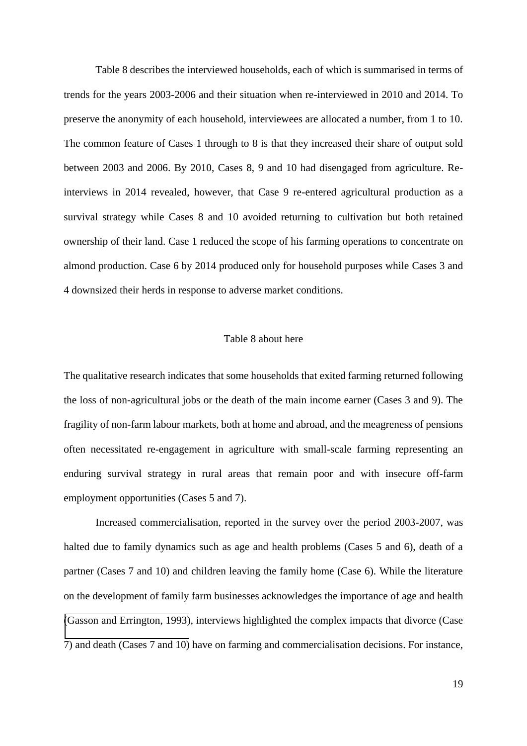Table 8 describes the interviewed households, each of which is summarised in terms of trends for the years 2003-2006 and their situation when re-interviewed in 2010 and 2014. To preserve the anonymity of each household, interviewees are allocated a number, from 1 to 10. The common feature of Cases 1 through to 8 is that they increased their share of output sold between 2003 and 2006. By 2010, Cases 8, 9 and 10 had disengaged from agriculture. Re-interviews in 2014 revealed, however, that Case 9 re-entered agricultural production as a survival strategy while Cases 8 and 10 avoided returning to cultivation but both retained ownership of their land. Case 1 reduced the scope of his farming operations to concentrate on almond production. Case 6 by 2014 produced only for household purposes while Cases 3 and 4 downsized their herds in response to adverse market conditions.

Table 8 about here

The qualitative research indicates that some households that exited farming returned following the loss of non-agricultural jobs or the death of the main income earner (Cases 3 and 9). The fragility of non-farm labour markets, both at home and abroad, and the meagreness of pensions often necessitated re-engagement in agriculture with small-scale farming representing an enduring survival strategy in rural areas that remain poor and with insecure off-farm employment opportunities (Cases 5 and 7).

Increased commercialisation, reported in the survey over the period 2003-2007, was halted due to family dynamics such as age and health problems (Cases 5 and 6), death of a partner (Cases 7 and 10) and children leaving the family home (Case 6). While the literature on the development of family farm businesses acknowledges the importance of age and health (Gasson and Errington, 1993), interviews highlighted the complex impacts that divorce (Case 7) and death (Cases 7 and 10) have on farming and commercialisation decisions. For instance,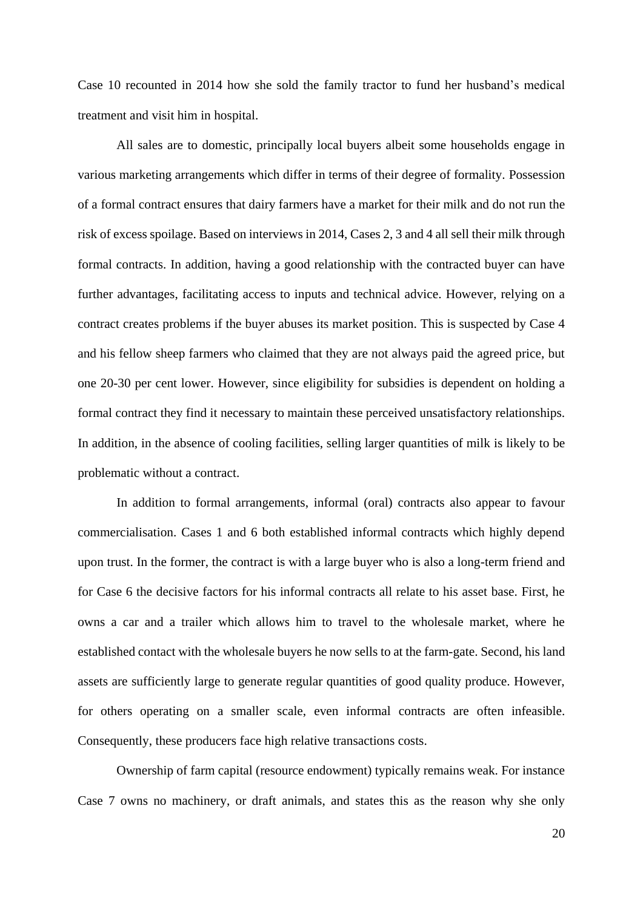Case 10 recounted in 2014 how she sold the family tractor to fund her husband's medical treatment and visit him in hospital.

All sales are to domestic, principally local buyers albeit some households engage in various marketing arrangements which differ in terms of their degree of formality. Possession of a formal contract ensures that dairy farmers have a market for their milk and do not run the risk of excess spoilage. Based on interviews in 2014, Cases 2, 3 and 4 all sell their milk through formal contracts. In addition, having a good relationship with the contracted buyer can have further advantages, facilitating access to inputs and technical advice. However, relying on a contract creates problems if the buyer abuses its market position. This is suspected by Case 4 and his fellow sheep farmers who claimed that they are not always paid the agreed price, but one 20-30 per cent lower. However, since eligibility for subsidies is dependent on holding a formal contract they find it necessary to maintain these perceived unsatisfactory relationships. In addition, in the absence of cooling facilities, selling larger quantities of milk is likely to be problematic without a contract.

In addition to formal arrangements, informal (oral) contracts also appear to favour commercialisation. Cases 1 and 6 both established informal contracts which highly depend upon trust. In the former, the contract is with a large buyer who is also a long-term friend and for Case 6 the decisive factors for his informal contracts all relate to his asset base. First, he owns a car and a trailer which allows him to travel to the wholesale market, where he established contact with the wholesale buyers he now sells to at the farm-gate. Second, his land assets are sufficiently large to generate regular quantities of good quality produce. However, for others operating on a smaller scale, even informal contracts are often infeasible. Consequently, these producers face high relative transactions costs.

Ownership of farm capital (resource endowment) typically remains weak. For instance Case 7 owns no machinery, or draft animals, and states this as the reason why she only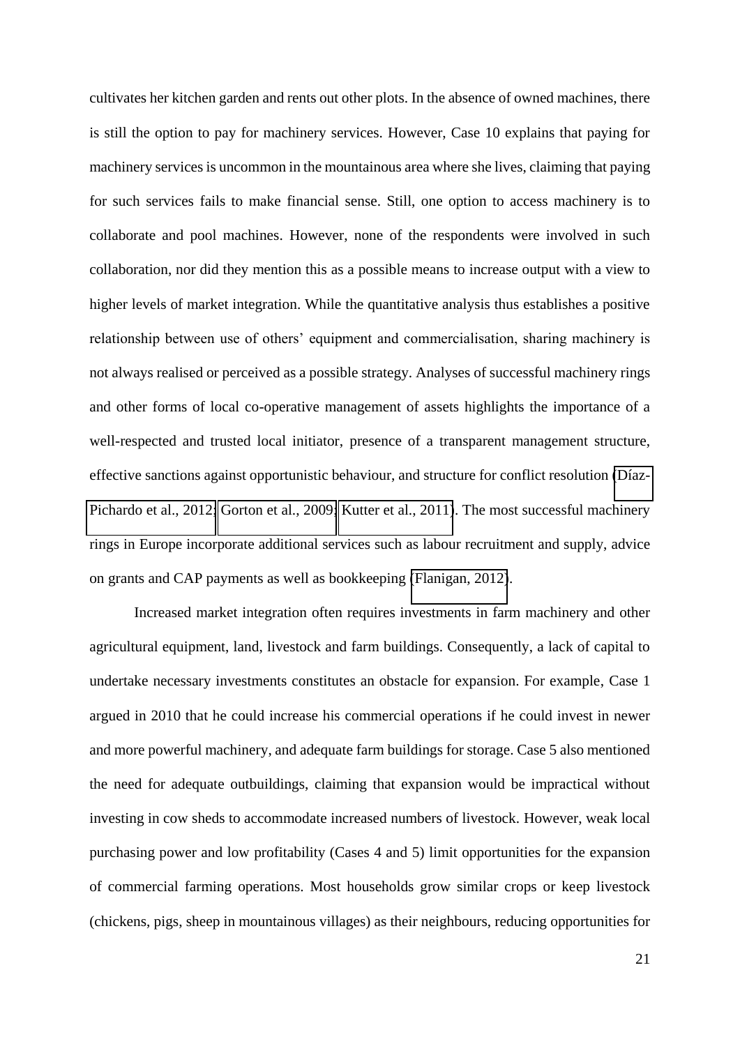cultivates her kitchen garden and rents out other plots. In the absence of owned machines, there is still the option to pay for machinery services. However, Case 10 explains that paying for machinery services is uncommon in the mountainous area where she lives, claiming that paying for such services fails to make financial sense. Still, one option to access machinery is to collaborate and pool machines. However, none of the respondents were involved in such collaboration, nor did they mention this as a possible means to increase output with a view to higher levels of market integration. While the quantitative analysis thus establishes a positive relationship between use of others' equipment and commercialisation, sharing machinery is not always realised or perceived as a possible strategy. Analyses of successful machinery rings and other forms of local co-operative management of assets highlights the importance of a well-respected and trusted local initiator, presence of a transparent management structure, effective sanctions against opportunistic behaviour, and structure for conflict resolution (Díaz-Pichardo et al., 2012; Gorton et al., 2009; Kutter et al., 2011). The most successful machinery rings in Europe incorporate additional services such as labour recruitment and supply, advice on grants and CAP payments as well as bookkeeping (Flanigan, 2012).

Increased market integration often requires investments in farm machinery and other agricultural equipment, land, livestock and farm buildings. Consequently, a lack of capital to undertake necessary investments constitutes an obstacle for expansion. For example, Case 1 argued in 2010 that he could increase his commercial operations if he could invest in newer and more powerful machinery, and adequate farm buildings for storage. Case 5 also mentioned the need for adequate outbuildings, claiming that expansion would be impractical without investing in cow sheds to accommodate increased numbers of livestock. However, weak local purchasing power and low profitability (Cases 4 and 5) limit opportunities for the expansion of commercial farming operations. Most households grow similar crops or keep livestock (chickens, pigs, sheep in mountainous villages) as their neighbours, reducing opportunities for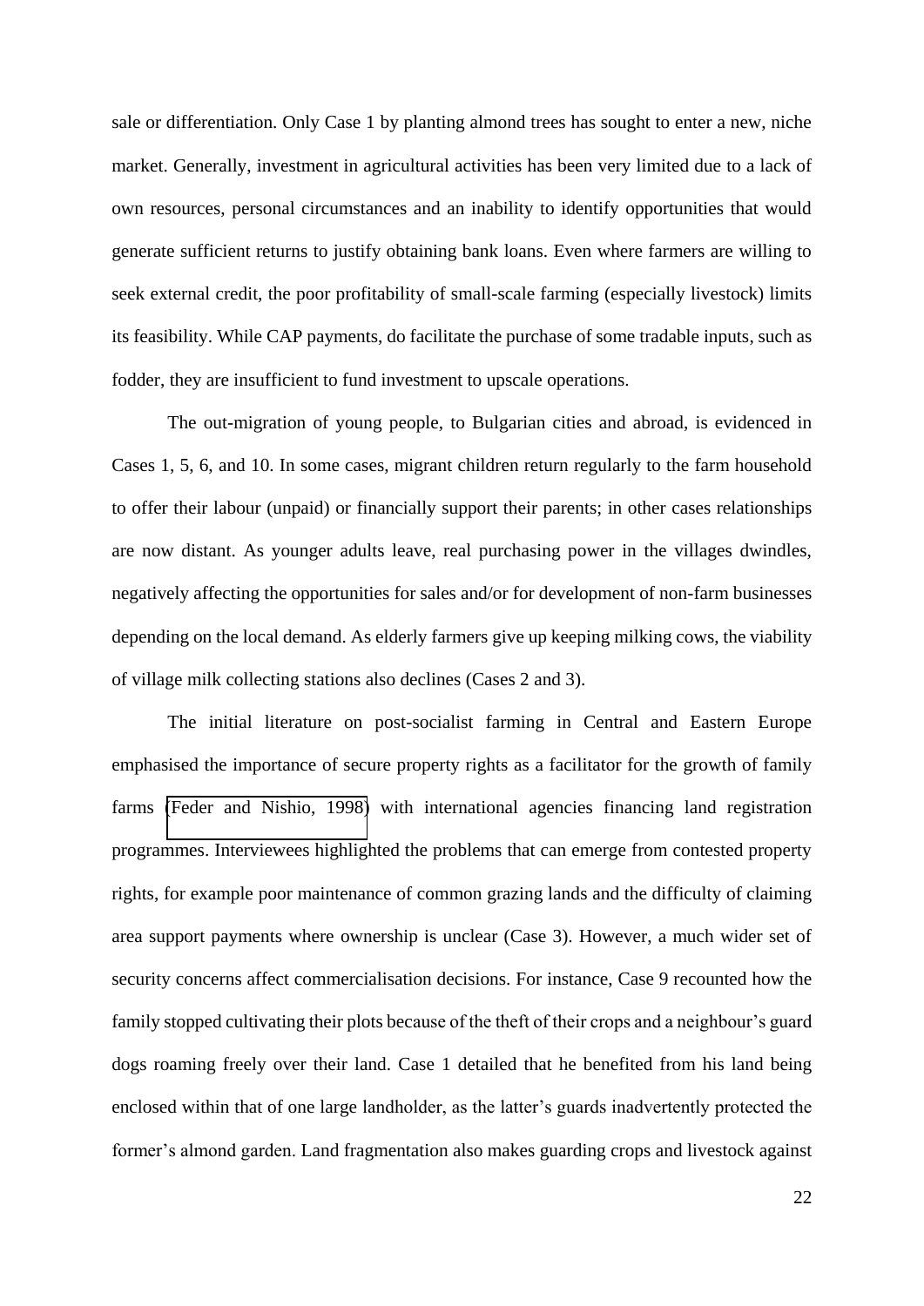sale or differentiation. Only Case 1 by planting almond trees has sought to enter a new, niche market. Generally, investment in agricultural activities has been very limited due to a lack of own resources, personal circumstances and an inability to identify opportunities that would generate sufficient returns to justify obtaining bank loans. Even where farmers are willing to seek external credit, the poor profitability of small-scale farming (especially livestock) limits its feasibility. While CAP payments, do facilitate the purchase of some tradable inputs, such as fodder, they are insufficient to fund investment to upscale operations.

The out-migration of young people, to Bulgarian cities and abroad, is evidenced in Cases 1, 5, 6, and 10. In some cases, migrant children return regularly to the farm household to offer their labour (unpaid) or financially support their parents; in other cases relationships are now distant. As younger adults leave, real purchasing power in the villages dwindles, negatively affecting the opportunities for sales and/or for development of non-farm businesses depending on the local demand. As elderly farmers give up keeping milking cows, the viability of village milk collecting stations also declines (Cases 2 and 3).

The initial literature on post-socialist farming in Central and Eastern Europe emphasised the importance of secure property rights as a facilitator for the growth of family farms (Feder and Nishio, 1998) with international agencies financing land registration programmes. Interviewees highlighted the problems that can emerge from contested property rights, for example poor maintenance of common grazing lands and the difficulty of claiming area support payments where ownership is unclear (Case 3). However, a much wider set of security concerns affect commercialisation decisions. For instance, Case 9 recounted how the family stopped cultivating their plots because of the theft of their crops and a neighbour's guard dogs roaming freely over their land. Case 1 detailed that he benefited from his land being enclosed within that of one large landholder, as the latter's guards inadvertently protected the former's almond garden. Land fragmentation also makes guarding crops and livestock against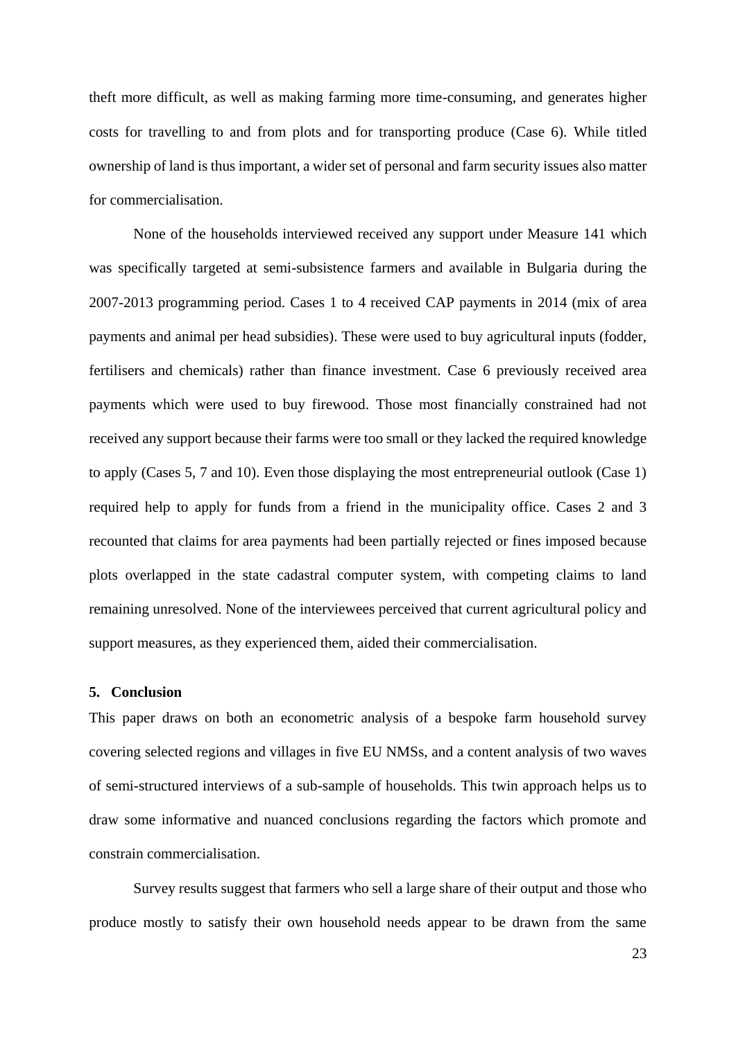theft more difficult, as well as making farming more time-consuming, and generates higher costs for travelling to and from plots and for transporting produce (Case 6). While titled ownership of land is thus important, a wider set of personal and farm security issues also matter for commercialisation.

None of the households interviewed received any support under Measure 141 which was specifically targeted at semi-subsistence farmers and available in Bulgaria during the 2007-2013 programming period. Cases 1 to 4 received CAP payments in 2014 (mix of area payments and animal per head subsidies). These were used to buy agricultural inputs (fodder, fertilisers and chemicals) rather than finance investment. Case 6 previously received area payments which were used to buy firewood. Those most financially constrained had not received any support because their farms were too small or they lacked the required knowledge to apply (Cases 5, 7 and 10). Even those displaying the most entrepreneurial outlook (Case 1) required help to apply for funds from a friend in the municipality office. Cases 2 and 3 recounted that claims for area payments had been partially rejected or fines imposed because plots overlapped in the state cadastral computer system, with competing claims to land remaining unresolved. None of the interviewees perceived that current agricultural policy and support measures, as they experienced them, aided their commercialisation.

## 5. Conclusion

This paper draws on both an econometric analysis of a bespoke farm household survey covering selected regions and villages in five EU NMSs, and a content analysis of two waves of semi-structured interviews of a sub-sample of households. This twin approach helps us to draw some informative and nuanced conclusions regarding the factors which promote and constrain commercialisation.

Survey results suggest that farmers who sell a large share of their output and those who produce mostly to satisfy their own household needs appear to be drawn from the same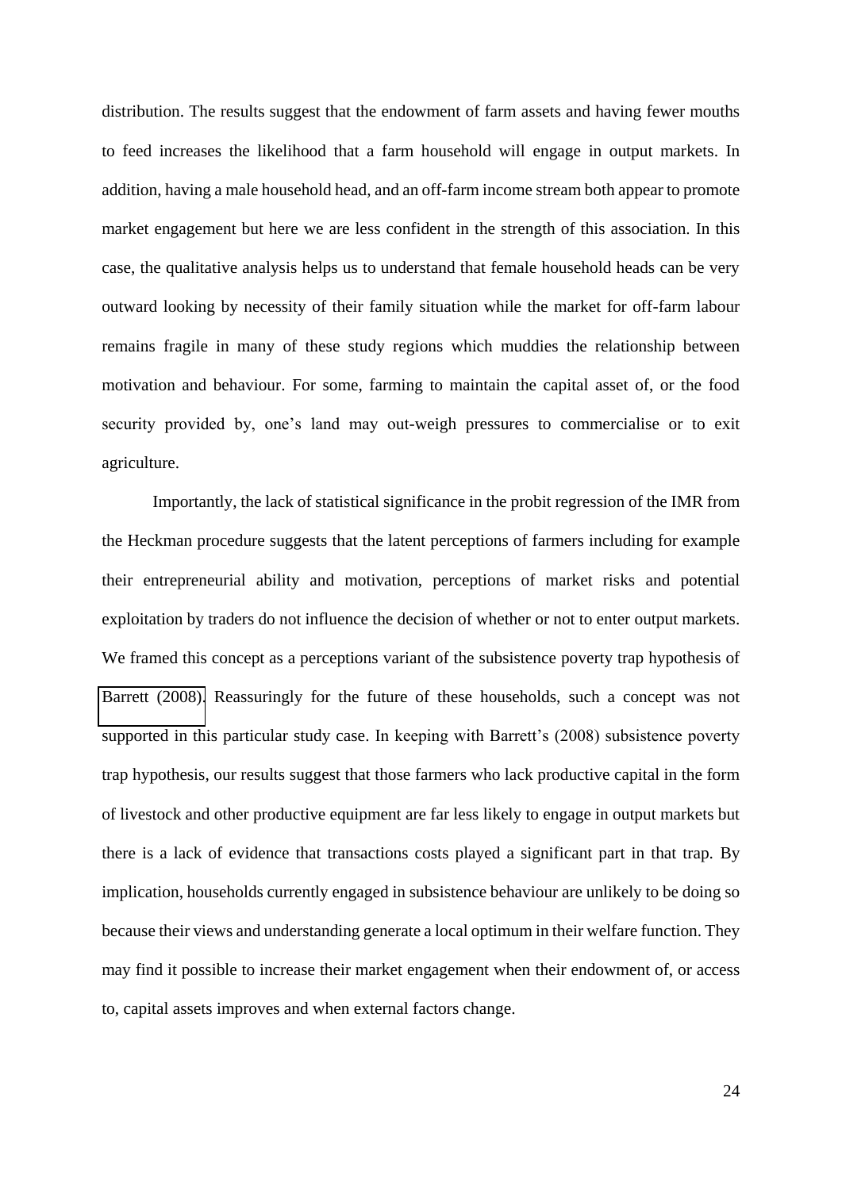distribution. The results suggest that the endowment of farm assets and having fewer mouths to feed increases the likelihood that a farm household will engage in output markets. In addition, having a male household head, and an off-farm income stream both appear to promote market engagement but here we are less confident in the strength of this association. In this case, the qualitative analysis helps us to understand that female household heads can be very outward looking by necessity of their family situation while the market for off-farm labour remains fragile in many of these study regions which muddies the relationship between motivation and behaviour. For some, farming to maintain the capital asset of, or the food security provided by, one's land may out-weigh pressures to commercialise or to exit agriculture.

Importantly, the lack of statistical significance in the probit regression of the IMR from the Heckman procedure suggests that the latent perceptions of farmers including for example their entrepreneurial ability and motivation, perceptions of market risks and potential exploitation by traders do not influence the decision of whether or not to enter output markets. We framed this concept as a perceptions variant of the subsistence poverty trap hypothesis of Barrett (2008). Reassuringly for the future of these households, such a concept was not supported in this particular study case. In keeping with Barrett's (2008) subsistence poverty trap hypothesis, our results suggest that those farmers who lack productive capital in the form of livestock and other productive equipment are far less likely to engage in output markets but there is a lack of evidence that transactions costs played a significant part in that trap. By implication, households currently engaged in subsistence behaviour are unlikely to be doing so because their views and understanding generate a local optimum in their welfare function. They may find it possible to increase their market engagement when their endowment of, or access to, capital assets improves and when external factors change.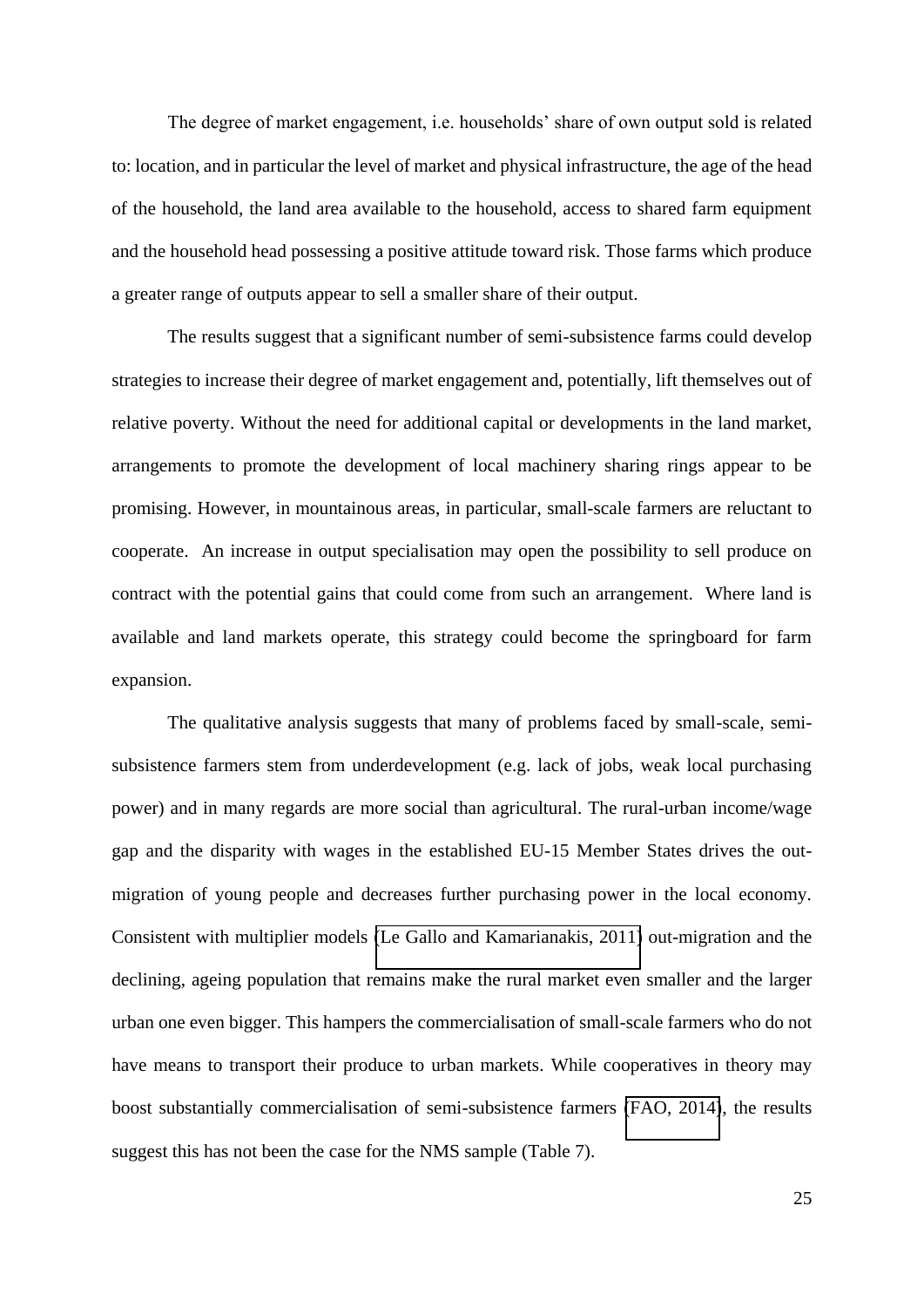The degree of market engagement, i.e. households' share of own output sold is related to: location, and in particular the level of market and physical infrastructure, the age of the head of the household, the land area available to the household, access to shared farm equipment and the household head possessing a positive attitude toward risk. Those farms which produce a greater range of outputs appear to sell a smaller share of their output.

The results suggest that a significant number of semi-subsistence farms could develop strategies to increase their degree of market engagement and, potentially, lift themselves out of relative poverty. Without the need for additional capital or developments in the land market, arrangements to promote the development of local machinery sharing rings appear to be promising. However, in mountainous areas, in particular, small-scale farmers are reluctant to cooperate. An increase in output specialisation may open the possibility to sell produce on contract with the potential gains that could come from such an arrangement. Where land is available and land markets operate, this strategy could become the springboard for farm expansion.

The qualitative analysis suggests that many of problems faced by small-scale, semi-subsistence farmers stem from underdevelopment (e.g. lack of jobs, weak local purchasing power) and in many regards are more social than agricultural. The rural-urban income/wage gap and the disparity with wages in the established EU-15 Member States drives the out-migration of young people and decreases further purchasing power in the local economy. Consistent with multiplier models (Le Gallo and Kamarianakis, 2011) out-migration and the declining, ageing population that remains make the rural market even smaller and the larger urban one even bigger. This hampers the commercialisation of small-scale farmers who do not have means to transport their produce to urban markets. While cooperatives in theory may boost substantially commercialisation of semi-subsistence farmers (FAO, 2014), the results suggest this has not been the case for the NMS sample (Table 7).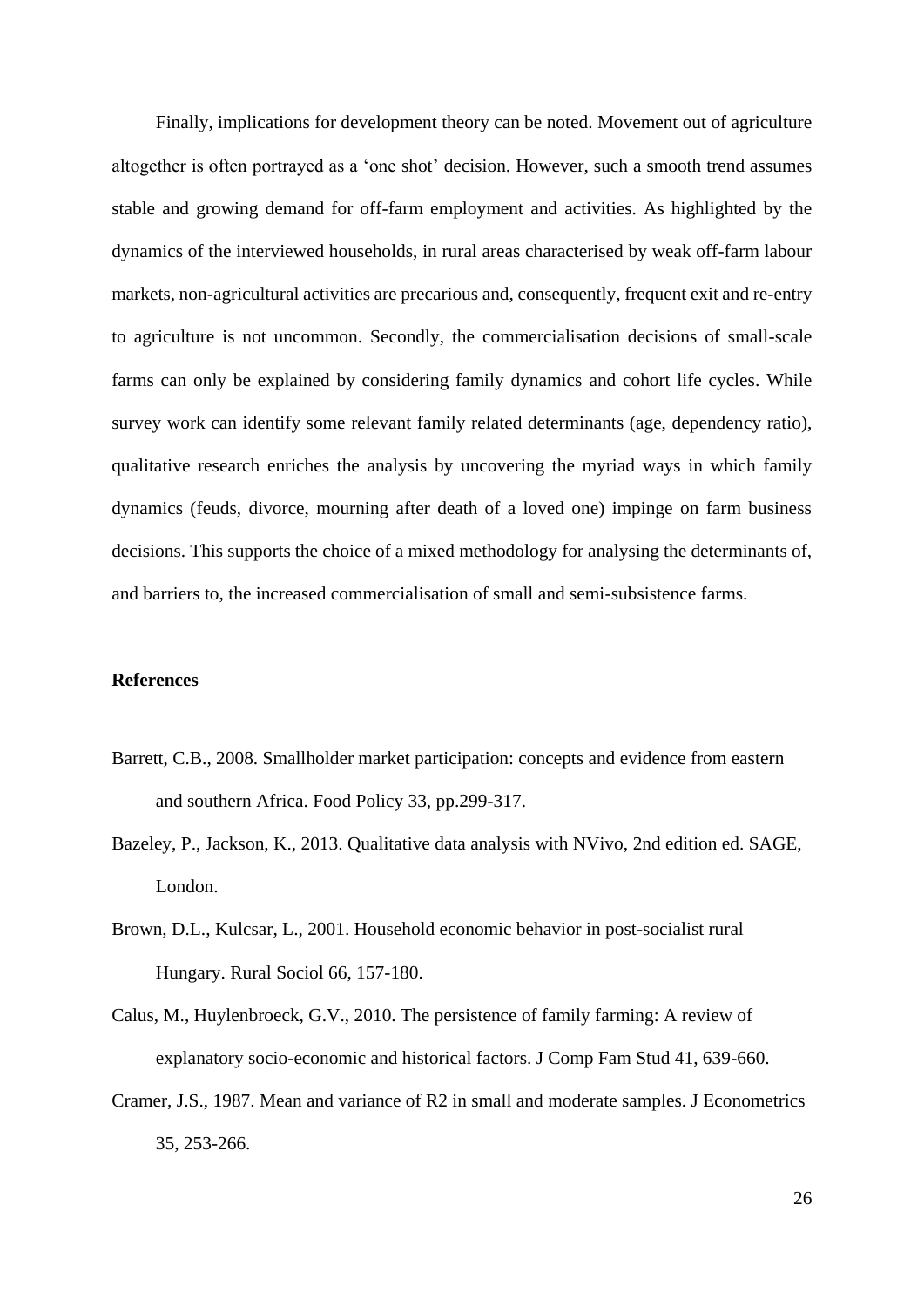Finally, implications for development theory can be noted. Movement out of agriculture altogether is often portrayed as a 'one shot' decision. However, such a smooth trend assumes stable and growing demand for off-farm employment and activities. As highlighted by the dynamics of the interviewed households, in rural areas characterised by weak off-farm labour markets, non-agricultural activities are precarious and, consequently, frequent exit and re-entry to agriculture is not uncommon. Secondly, the commercialisation decisions of small-scale farms can only be explained by considering family dynamics and cohort life cycles. While survey work can identify some relevant family related determinants (age, dependency ratio), qualitative research enriches the analysis by uncovering the myriad ways in which family dynamics (feuds, divorce, mourning after death of a loved one) impinge on farm business decisions. This supports the choice of a mixed methodology for analysing the determinants of, and barriers to, the increased commercialisation of small and semi-subsistence farms.

**References**

Barrett, C.B., 2008. Smallholder market participation: concepts and evidence from eastern and southern Africa. Food Policy 33, pp.299-317.

Bazeley, P., Jackson, K., 2013. Qualitative data analysis with NVivo, 2nd edition ed. SAGE, London.

Brown, D.L., Kulcsar, L., 2001. Household economic behavior in post-socialist rural Hungary. Rural Sociol 66, 157-180.

Calus, M., Huylenbroeck, G.V., 2010. The persistence of family farming: A review of explanatory socio-economic and historical factors. J Comp Fam Stud 41, 639-660.

Cramer, J.S., 1987. Mean and variance of R2 in small and moderate samples. J Econometrics 35, 253-266.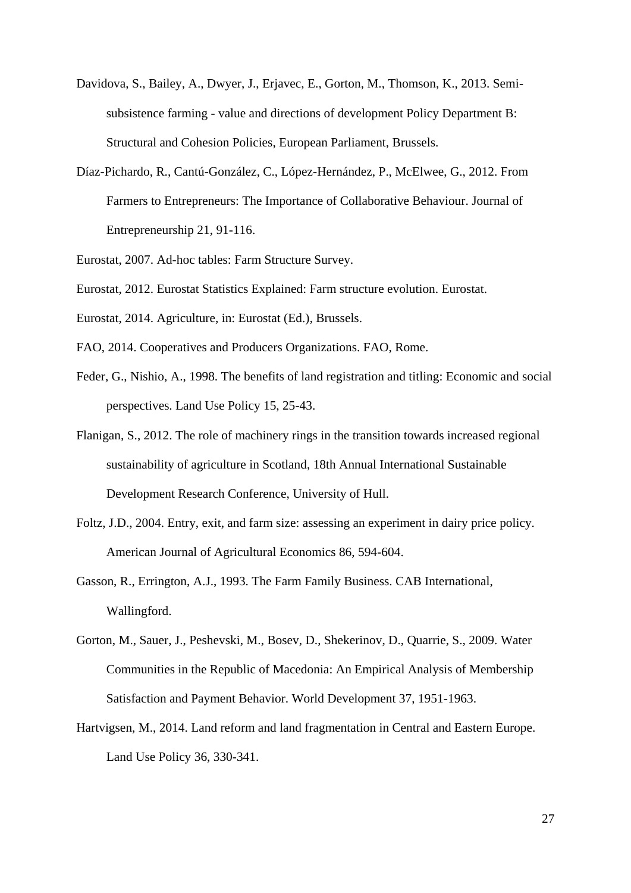Davidova, S., Bailey, A., Dwyer, J., Erjavec, E., Gorton, M., Thomson, K., 2013. Semi-subsistence farming - value and directions of development Policy Department B: Structural and Cohesion Policies, European Parliament, Brussels.

Díaz-Pichardo, R., Cantú-González, C., López-Hernández, P., McElwee, G., 2012. From Farmers to Entrepreneurs: The Importance of Collaborative Behaviour. Journal of Entrepreneurship 21, 91-116.

Eurostat, 2007. Ad-hoc tables: Farm Structure Survey.

Eurostat, 2012. Eurostat Statistics Explained: Farm structure evolution. Eurostat.

Eurostat, 2014. Agriculture, in: Eurostat (Ed.), Brussels.

FAO, 2014. Cooperatives and Producers Organizations. FAO, Rome.

Feder, G., Nishio, A., 1998. The benefits of land registration and titling: Economic and social perspectives. Land Use Policy 15, 25-43.

Flanigan, S., 2012. The role of machinery rings in the transition towards increased regional sustainability of agriculture in Scotland, 18th Annual International Sustainable Development Research Conference, University of Hull.

Foltz, J.D., 2004. Entry, exit, and farm size: assessing an experiment in dairy price policy. American Journal of Agricultural Economics 86, 594-604.

Gasson, R., Errington, A.J., 1993. The Farm Family Business. CAB International, Wallingford.

Gorton, M., Sauer, J., Peshevski, M., Bosev, D., Shekerinov, D., Quarrie, S., 2009. Water Communities in the Republic of Macedonia: An Empirical Analysis of Membership Satisfaction and Payment Behavior. World Development 37, 1951-1963.

Hartvigsen, M., 2014. Land reform and land fragmentation in Central and Eastern Europe. Land Use Policy 36, 330-341.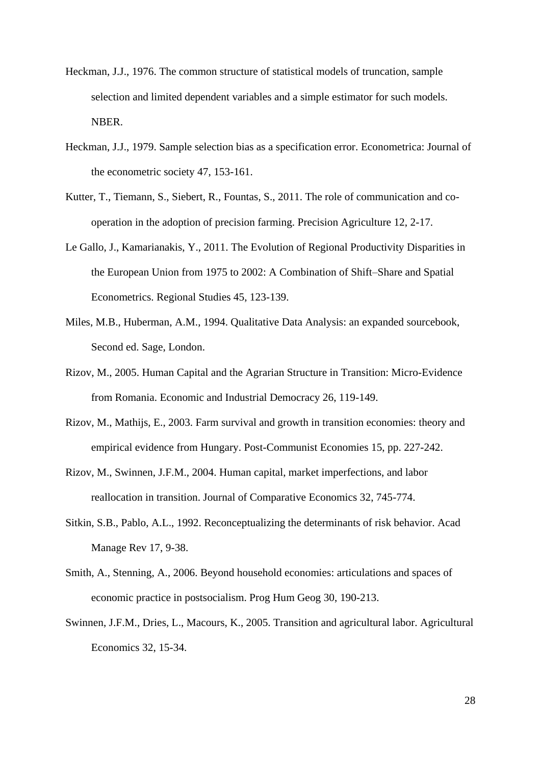Heckman, J.J., 1976. The common structure of statistical models of truncation, sample selection and limited dependent variables and a simple estimator for such models. NBER.

Heckman, J.J., 1979. Sample selection bias as a specification error. Econometrica: Journal of the econometric society 47, 153-161.

Kutter, T., Tiemann, S., Siebert, R., Fountas, S., 2011. The role of communication and co-operation in the adoption of precision farming. Precision Agriculture 12, 2-17.

Le Gallo, J., Kamarianakis, Y., 2011. The Evolution of Regional Productivity Disparities in the European Union from 1975 to 2002: A Combination of Shift–Share and Spatial Econometrics. Regional Studies 45, 123-139.

Miles, M.B., Huberman, A.M., 1994. Qualitative Data Analysis: an expanded sourcebook, Second ed. Sage, London.

Rizov, M., 2005. Human Capital and the Agrarian Structure in Transition: Micro-Evidence from Romania. Economic and Industrial Democracy 26, 119-149.

Rizov, M., Mathijs, E., 2003. Farm survival and growth in transition economies: theory and empirical evidence from Hungary. Post-Communist Economies 15, pp. 227-242.

Rizov, M., Swinnen, J.F.M., 2004. Human capital, market imperfections, and labor reallocation in transition. Journal of Comparative Economics 32, 745-774.

Sitkin, S.B., Pablo, A.L., 1992. Reconceptualizing the determinants of risk behavior. Acad Manage Rev 17, 9-38.

Smith, A., Stenning, A., 2006. Beyond household economies: articulations and spaces of economic practice in postsocialism. Prog Hum Geog 30, 190-213.

Swinnen, J.F.M., Dries, L., Macours, K., 2005. Transition and agricultural labor. Agricultural Economics 32, 15-34.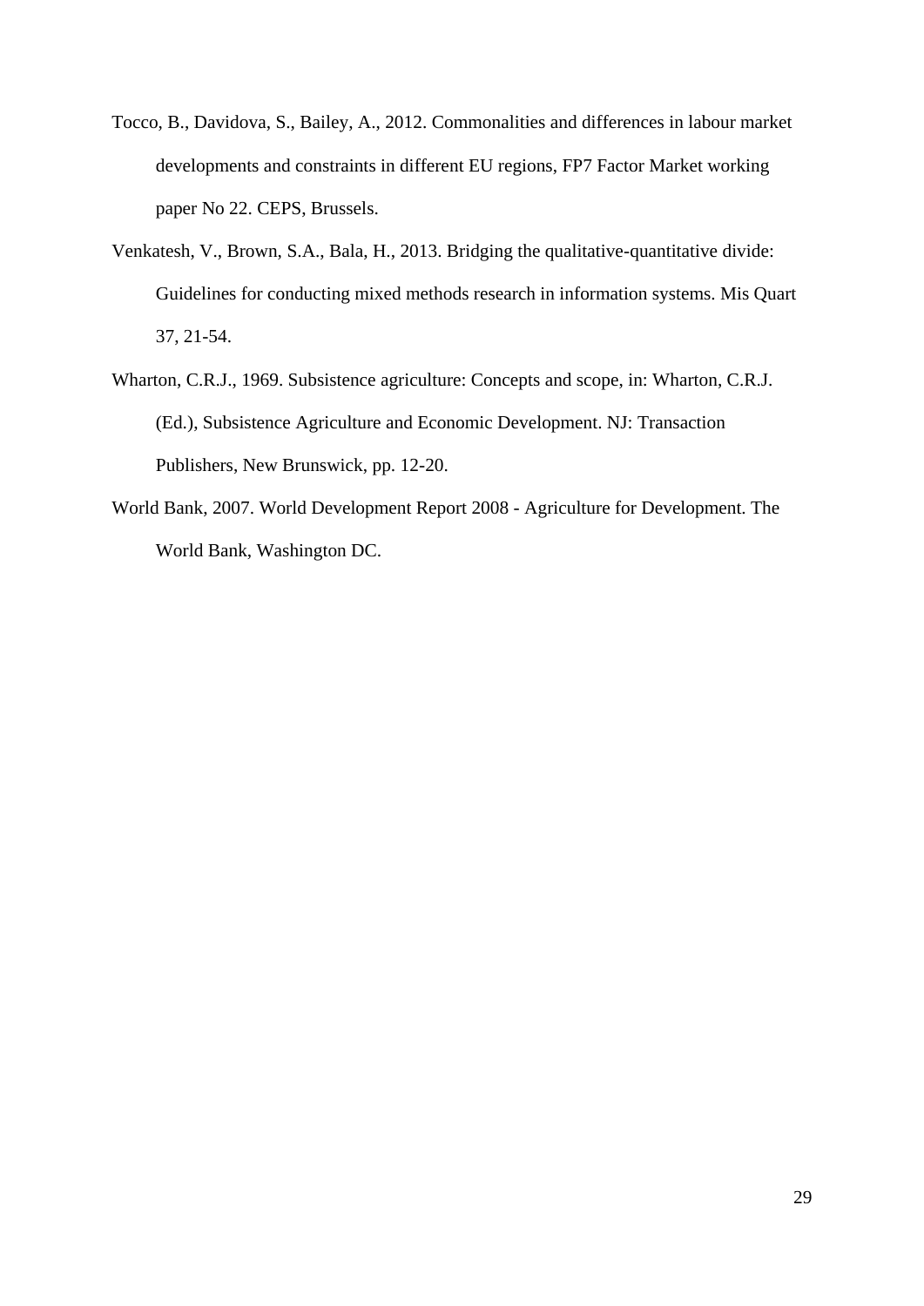Tocco, B., Davidova, S., Bailey, A., 2012. Commonalities and differences in labour market developments and constraints in different EU regions, FP7 Factor Market working paper No 22. CEPS, Brussels.

Venkatesh, V., Brown, S.A., Bala, H., 2013. Bridging the qualitative-quantitative divide: Guidelines for conducting mixed methods research in information systems. Mis Quart 37, 21-54.

Wharton, C.R.J., 1969. Subsistence agriculture: Concepts and scope, in: Wharton, C.R.J. (Ed.), Subsistence Agriculture and Economic Development. NJ: Transaction Publishers, New Brunswick, pp. 12-20.

World Bank, 2007. World Development Report 2008 - Agriculture for Development. The World Bank, Washington DC.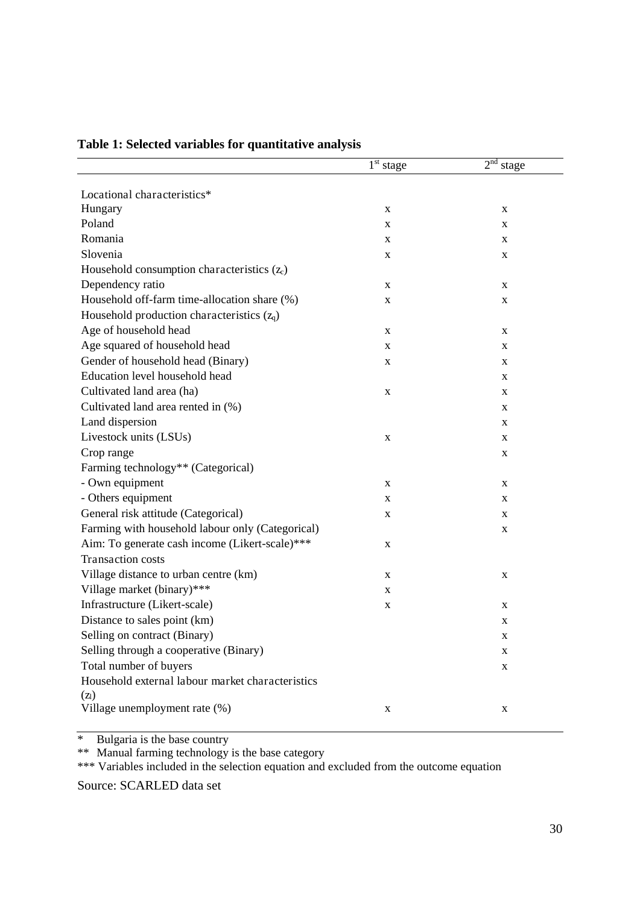**Table 1: Selected variables for quantitative analysis**

| | 1[st] stage | 2[nd] stage |
|---|---|---|
| Locational characteristics* | | |
| Hungary | x | x |
| Poland | x | x |
| Romania | x | x |
| Slovenia | x | x |
| Household consumption characteristics ($z_c$) | | |
| Dependency ratio | x | x |
| Household off-farm time-allocation share (%) | x | x |
| Household production characteristics ($z_q$) | | |
| Age of household head | x | x |
| Age squared of household head | x | x |
| Gender of household head (Binary) | x | x |
| Education level household head | | x |
| Cultivated land area (ha) | x | x |
| Cultivated land area rented in (%) | | x |
| Land dispersion | | x |
| Livestock units (LSUs) | x | x |
| Crop range | | x |
| Farming technology** (Categorical) | | |
| - Own equipment | x | x |
| - Others equipment | x | x |
| General risk attitude (Categorical) | x | x |
| Farming with household labour only (Categorical) | | x |
| Aim: To generate cash income (Likert-scale)*** | x | |
| Transaction costs | | |
| Village distance to urban centre (km) | x | x |
| Village market (binary)*** | x | |
| Infrastructure (Likert-scale) | x | x |
| Distance to sales point (km) | | x |
| Selling on contract (Binary) | | x |
| Selling through a cooperative (Binary) | | x |
| Total number of buyers | | x |
| Household external labour market characteristics ($z_l$) | | |
| Village unemployment rate (%) | x | x |

\* Bulgaria is the base country
** Manual farming technology is the base category
*** Variables included in the selection equation and excluded from the outcome equation

Source: SCARLED data set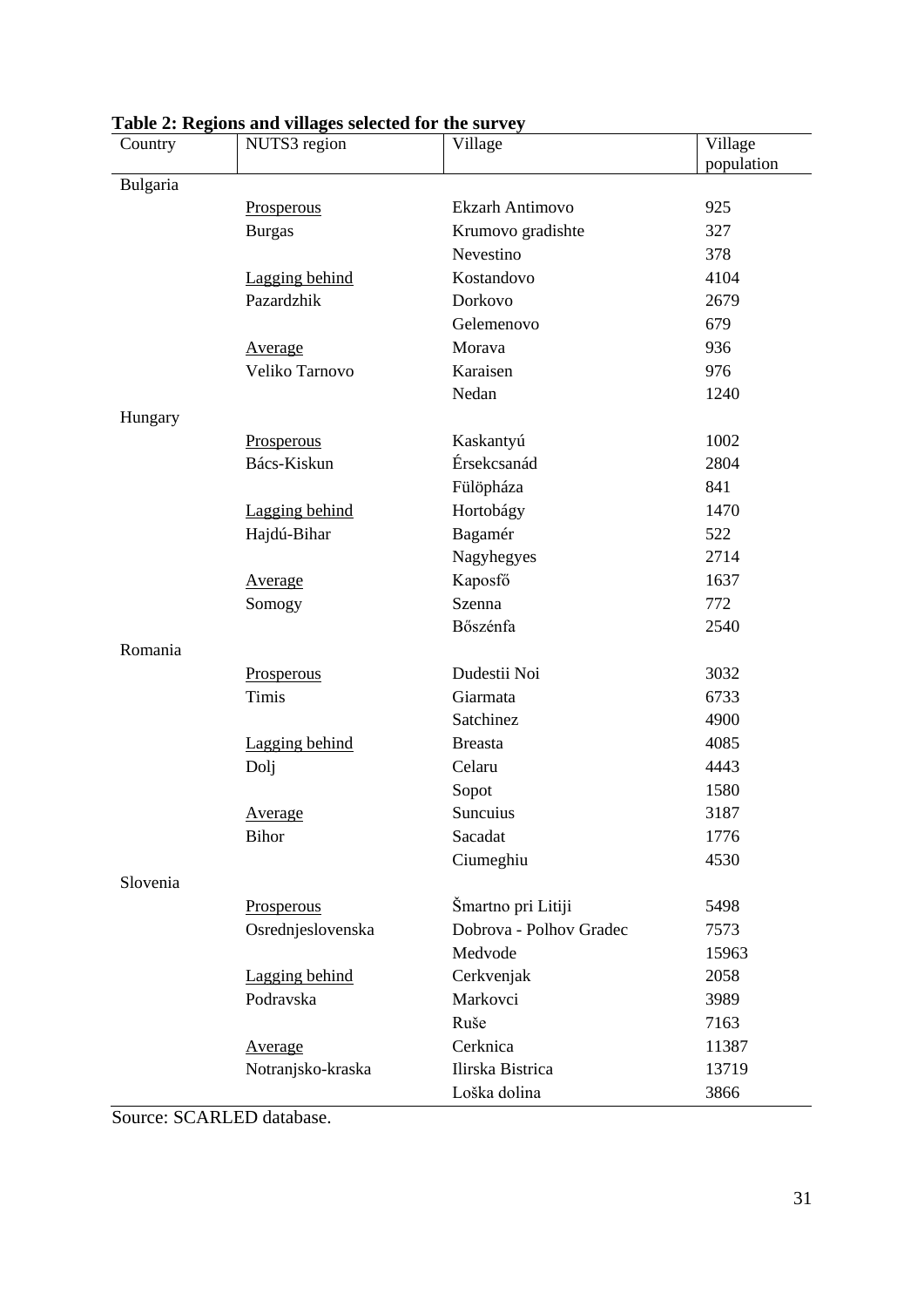**Table 2: Regions and villages selected for the survey**

| Country | NUTS3 region | Village | Village population |
|---|---|---|---|
| Bulgaria | | | |
| | Prosperous | Ekzarh Antimovo | 925 |
| | Burgas | Krumovo gradishte | 327 |
| | | Nevestino | 378 |
| | Lagging behind | Kostandovo | 4104 |
| | Pazardzhik | Dorkovo | 2679 |
| | | Gelemenovo | 679 |
| | Average | Morava | 936 |
| | Veliko Tarnovo | Karaisen | 976 |
| | | Nedan | 1240 |
| Hungary | | | |
| | Prosperous | Kaskantyú | 1002 |
| | Bács-Kiskun | Érsekcsanád | 2804 |
| | | Fülöpháza | 841 |
| | Lagging behind | Hortobágy | 1470 |
| | Hajdú-Bihar | Bagamér | 522 |
| | | Nagyhegyes | 2714 |
| | Average | Kaposfő | 1637 |
| | Somogy | Szenna | 772 |
| | | Bőszénfa | 2540 |
| Romania | | | |
| | Prosperous | Dudestii Noi | 3032 |
| | Timis | Giarmata | 6733 |
| | | Satchinez | 4900 |
| | Lagging behind | Breasta | 4085 |
| | Dolj | Celaru | 4443 |
| | | Sopot | 1580 |
| | Average | Suncuius | 3187 |
| | Bihor | Sacadat | 1776 |
| | | Ciumeghiu | 4530 |
| Slovenia | | | |
| | Prosperous | Šmartno pri Litiji | 5498 |
| | Osrednjeslovenska | Dobrova - Polhov Gradec | 7573 |
| | | Medvode | 15963 |
| | Lagging behind | Cerkvenjak | 2058 |
| | Podravska | Markovci | 3989 |
| | | Ruše | 7163 |
| | Average | Cerknica | 11387 |
| | Notranjsko-kraska | Ilirska Bistrica | 13719 |
| | | Loška dolina | 3866 |

Source: SCARLED database.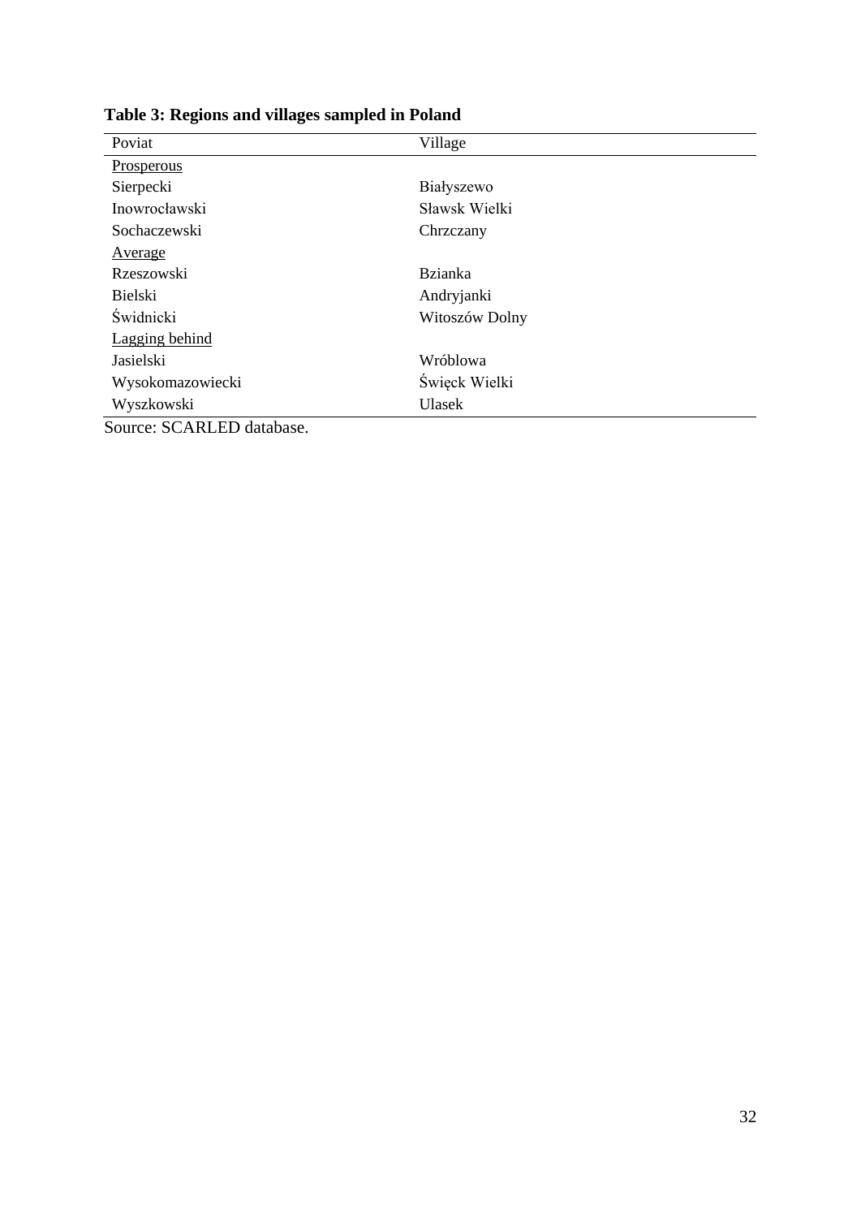**Table 3: Regions and villages sampled in Poland**

| Poviat | Village |
| --- | --- |
| Prosperous | |
| Sierpecki | Białyszewo |
| Inowrocławski | Sławsk Wielki |
| Sochaczewski | Chrzczany |
| Average | |
| Rzeszowski | Bzianka |
| Bielski | Andryjanki |
| Świdnicki | Witoszów Dolny |
| Lagging behind | |
| Jasielski | Wróblowa |
| Wysokomazowiecki | Święck Wielki |
| Wyszkowski | Ulasek |

Source: SCARLED database.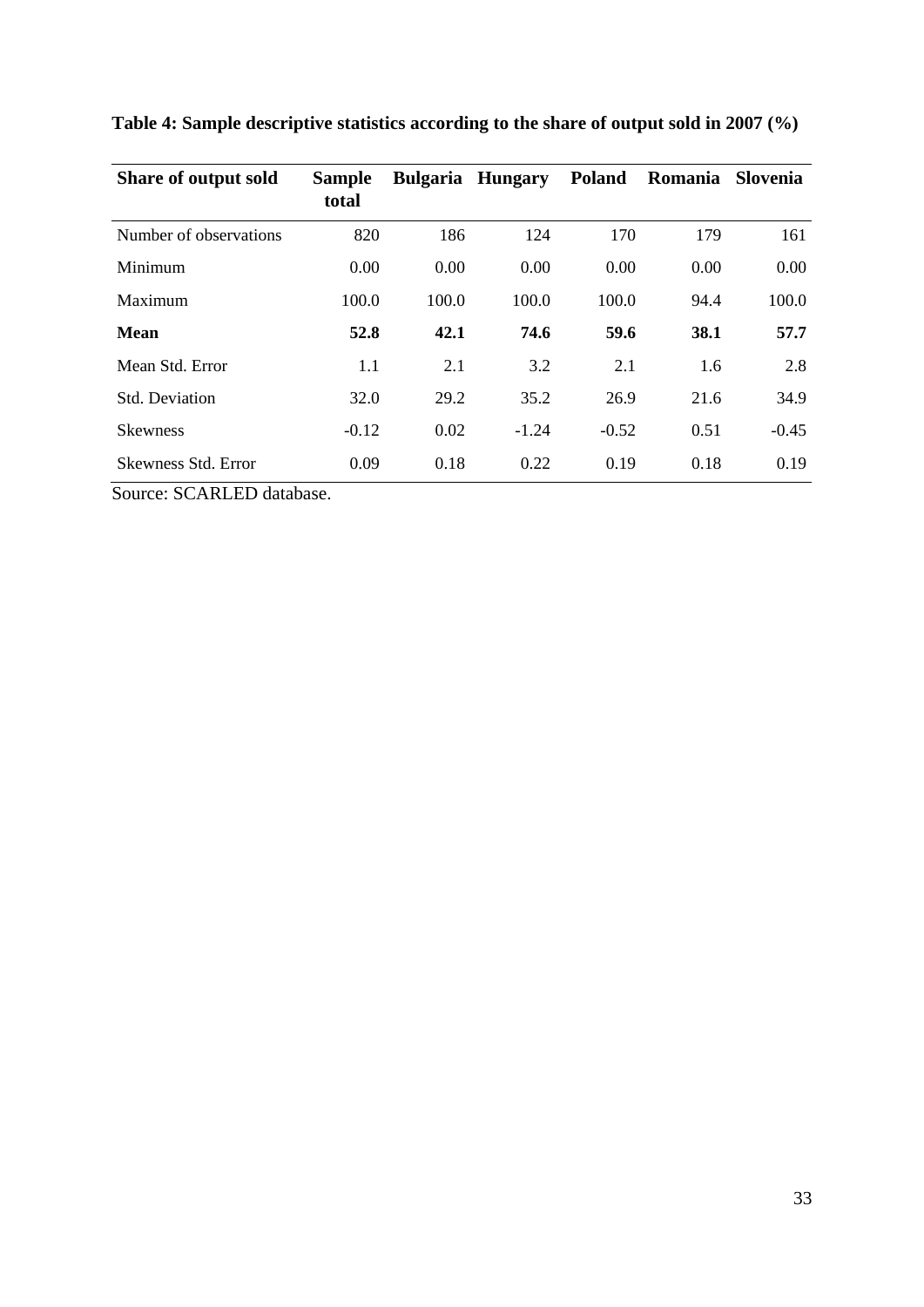**Table 4: Sample descriptive statistics according to the share of output sold in 2007 (%)**

| Share of output sold | Sample total | Bulgaria | Hungary | Poland | Romania | Slovenia |
|---|---|---|---|---|---|---|
| Number of observations | 820 | 186 | 124 | 170 | 179 | 161 |
| Minimum | 0.00 | 0.00 | 0.00 | 0.00 | 0.00 | 0.00 |
| Maximum | 100.0 | 100.0 | 100.0 | 100.0 | 94.4 | 100.0 |
| **Mean** | **52.8** | **42.1** | **74.6** | **59.6** | **38.1** | **57.7** |
| Mean Std. Error | 1.1 | 2.1 | 3.2 | 2.1 | 1.6 | 2.8 |
| Std. Deviation | 32.0 | 29.2 | 35.2 | 26.9 | 21.6 | 34.9 |
| Skewness | -0.12 | 0.02 | -1.24 | -0.52 | 0.51 | -0.45 |
| Skewness Std. Error | 0.09 | 0.18 | 0.22 | 0.19 | 0.18 | 0.19 |

Source: SCARLED database.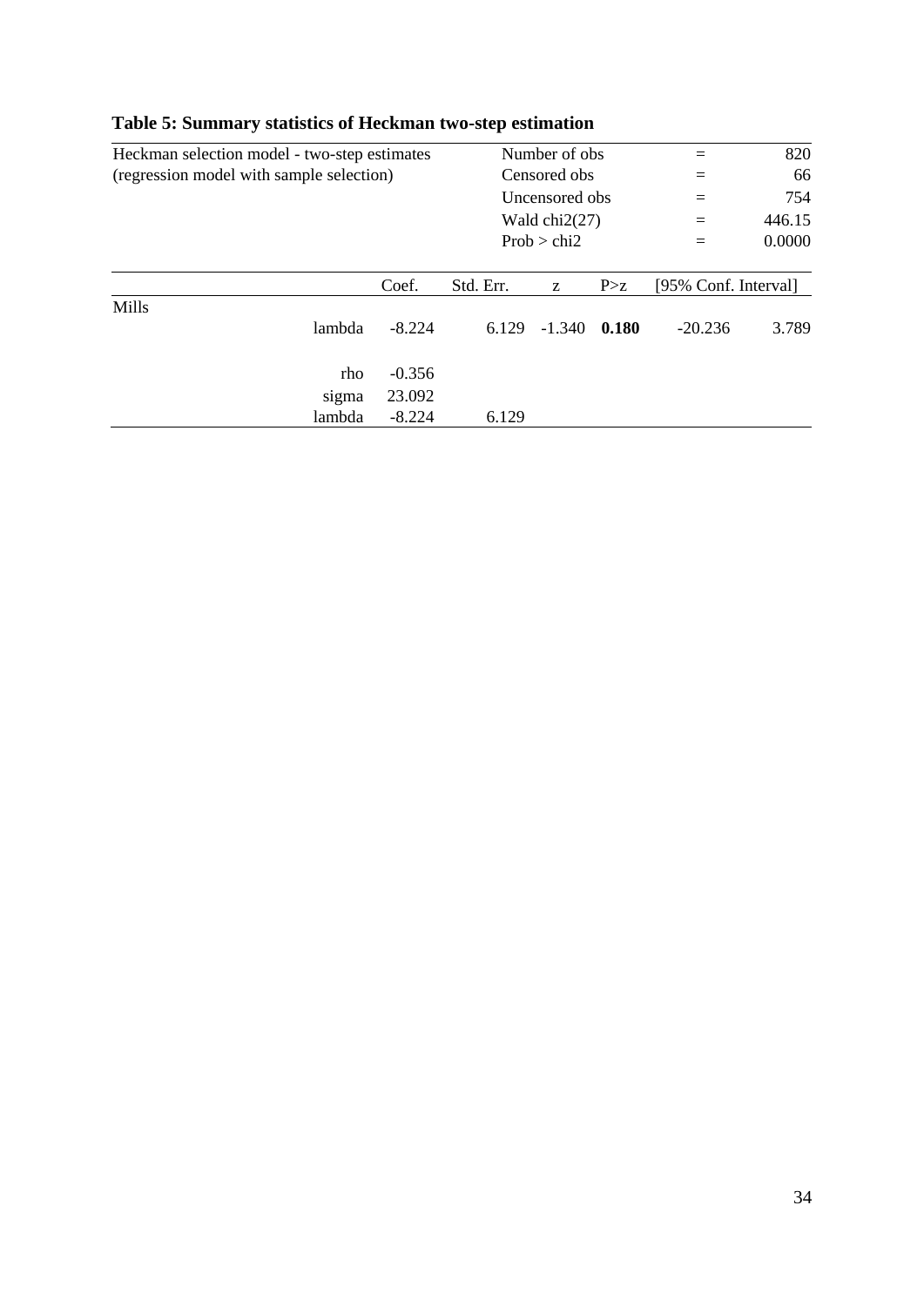**Table 5: Summary statistics of Heckman two-step estimation**

| Heckman selection model - two-step estimates | | | Number of obs | | = | 820 |
|---|---|---|---|---|---|---|
| (regression model with sample selection) | | | Censored obs | | = | 66 |
| | | | Uncensored obs | | = | 754 |
| | | | Wald chi2(27) | | = | 446.15 |
| | | | Prob > chi2 | | = | 0.0000 |

| | Coef. | Std. Err. | z | P>z | [95% Conf. Interval] | |
|---|---|---|---|---|---|---|
| Mills | | | | | | |
| lambda | -8.224 | 6.129 | -1.340 | **0.180** | -20.236 | 3.789 |
| rho | -0.356 | | | | | |
| sigma | 23.092 | | | | | |
| lambda | -8.224 | 6.129 | | | | |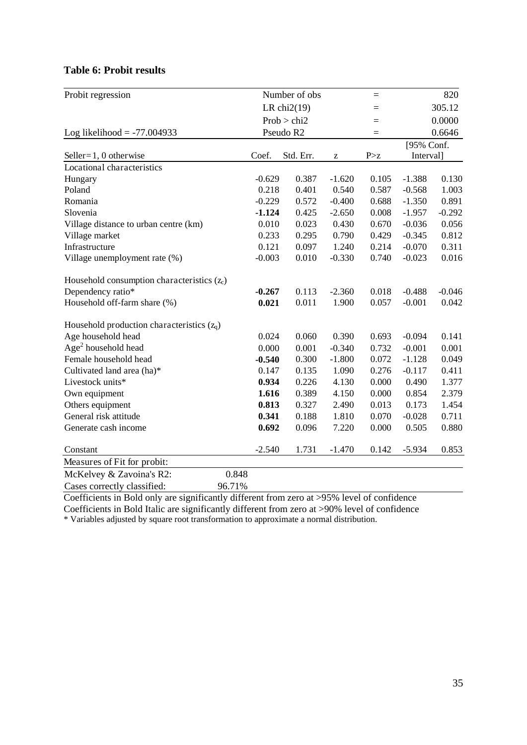**Table 6: Probit results**

| Probit regression | | Number of obs | | = | | 820 |
|---|---|---|---|---|---|---|
| | | LR chi2(19) | | = | | 305.12 |
| | | Prob > chi2 | | = | | 0.0000 |
| Log likelihood = -77.004933 | | Pseudo R2 | | = | | 0.6646 |
| Seller=1, 0 otherwise | Coef. | Std. Err. | z | P>z | [95% Conf. Interval] | |
| Locational characteristics | | | | | | |
| Hungary | -0.629 | 0.387 | -1.620 | 0.105 | -1.388 | 0.130 |
| Poland | 0.218 | 0.401 | 0.540 | 0.587 | -0.568 | 1.003 |
| Romania | -0.229 | 0.572 | -0.400 | 0.688 | -1.350 | 0.891 |
| Slovenia | **-1.124** | 0.425 | -2.650 | 0.008 | -1.957 | -0.292 |
| Village distance to urban centre (km) | 0.010 | 0.023 | 0.430 | 0.670 | -0.036 | 0.056 |
| Village market | 0.233 | 0.295 | 0.790 | 0.429 | -0.345 | 0.812 |
| Infrastructure | 0.121 | 0.097 | 1.240 | 0.214 | -0.070 | 0.311 |
| Village unemployment rate (%) | -0.003 | 0.010 | -0.330 | 0.740 | -0.023 | 0.016 |
| Household consumption characteristics ($z_c$) | | | | | | |
| Dependency ratio* | **-0.267** | 0.113 | -2.360 | 0.018 | -0.488 | -0.046 |
| Household off-farm share (%) | ***0.021*** | 0.011 | 1.900 | 0.057 | -0.001 | 0.042 |
| Household production characteristics ($z_q$) | | | | | | |
| Age household head | 0.024 | 0.060 | 0.390 | 0.693 | -0.094 | 0.141 |
| $Age^2$ household head | 0.000 | 0.001 | -0.340 | 0.732 | -0.001 | 0.001 |
| Female household head | ***-0.540*** | 0.300 | -1.800 | 0.072 | -1.128 | 0.049 |
| Cultivated land area (ha)* | 0.147 | 0.135 | 1.090 | 0.276 | -0.117 | 0.411 |
| Livestock units* | **0.934** | 0.226 | 4.130 | 0.000 | 0.490 | 1.377 |
| Own equipment | **1.616** | 0.389 | 4.150 | 0.000 | 0.854 | 2.379 |
| Others equipment | **0.813** | 0.327 | 2.490 | 0.013 | 0.173 | 1.454 |
| General risk attitude | ***0.341*** | 0.188 | 1.810 | 0.070 | -0.028 | 0.711 |
| Generate cash income | **0.692** | 0.096 | 7.220 | 0.000 | 0.505 | 0.880 |
| Constant | -2.540 | 1.731 | -1.470 | 0.142 | -5.934 | 0.853 |
| Measures of Fit for probit: | | | | | | |
| McKelvey & Zavoina's R2: | 0.848 | | | | | |
| Cases correctly classified: | 96.71% | | | | | |

Coefficients in Bold only are significantly different from zero at >95% level of confidence
Coefficients in Bold Italic are significantly different from zero at >90% level of confidence
* Variables adjusted by square root transformation to approximate a normal distribution.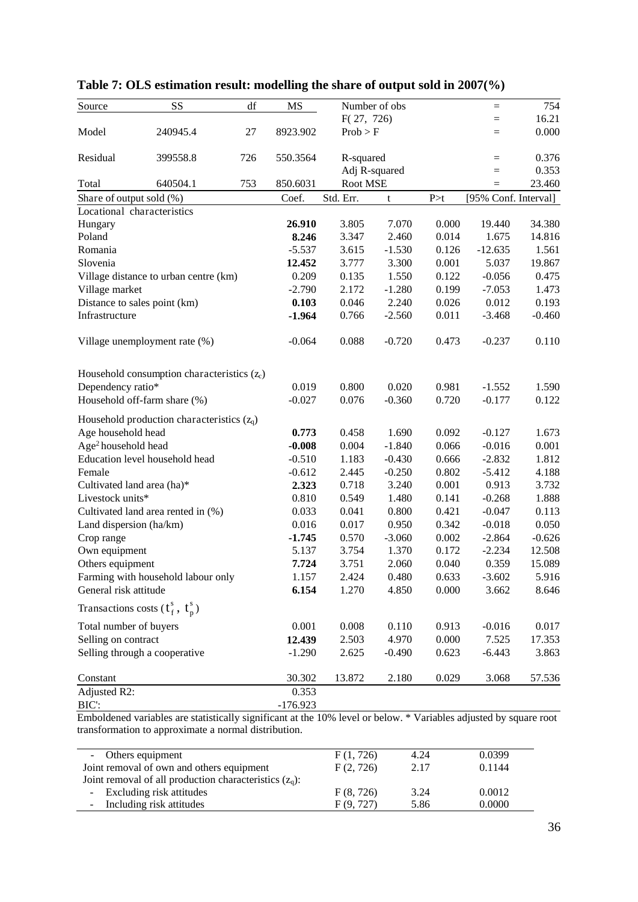**Table 7: OLS estimation result: modelling the share of output sold in 2007(%)**

| Source | SS | df | MS | Number of obs | = | 754 |
|---|---|---|---|---|---|---|
| | | | | F( 27, 726) | = | 16.21 |
| Model | 240945.4 | 27 | 8923.902 | Prob > F | = | 0.000 |
| Residual | 399558.8 | 726 | 550.3564 | R-squared | = | 0.376 |
| | | | | Adj R-squared | = | 0.353 |
| Total | 640504.1 | 753 | 850.6031 | Root MSE | = | 23.460 |

| Share of output sold (%) | Coef. | Std. Err. | t | P>t | [95% Conf. Interval] | |
|---|---|---|---|---|---|---|
| Locational characteristics | | | | | | |
| Hungary | **26.910** | 3.805 | 7.070 | 0.000 | 19.440 | 34.380 |
| Poland | **8.246** | 3.347 | 2.460 | 0.014 | 1.675 | 14.816 |
| Romania | -5.537 | 3.615 | -1.530 | 0.126 | -12.635 | 1.561 |
| Slovenia | **12.452** | 3.777 | 3.300 | 0.001 | 5.037 | 19.867 |
| Village distance to urban centre (km) | 0.209 | 0.135 | 1.550 | 0.122 | -0.056 | 0.475 |
| Village market | -2.790 | 2.172 | -1.280 | 0.199 | -7.053 | 1.473 |
| Distance to sales point (km) | **0.103** | 0.046 | 2.240 | 0.026 | 0.012 | 0.193 |
| Infrastructure | **-1.964** | 0.766 | -2.560 | 0.011 | -3.468 | -0.460 |
| Village unemployment rate (%) | -0.064 | 0.088 | -0.720 | 0.473 | -0.237 | 0.110 |
| Household consumption characteristics ($z_c$) | | | | | | |
| Dependency ratio* | 0.019 | 0.800 | 0.020 | 0.981 | -1.552 | 1.590 |
| Household off-farm share (%) | -0.027 | 0.076 | -0.360 | 0.720 | -0.177 | 0.122 |
| Household production characteristics ($z_q$) | | | | | | |
| Age household head | **0.773** | 0.458 | 1.690 | 0.092 | -0.127 | 1.673 |
| $Age^2$ household head | **-0.008** | 0.004 | -1.840 | 0.066 | -0.016 | 0.001 |
| Education level household head | -0.510 | 1.183 | -0.430 | 0.666 | -2.832 | 1.812 |
| Female | -0.612 | 2.445 | -0.250 | 0.802 | -5.412 | 4.188 |
| Cultivated land area (ha)* | **2.323** | 0.718 | 3.240 | 0.001 | 0.913 | 3.732 |
| Livestock units* | 0.810 | 0.549 | 1.480 | 0.141 | -0.268 | 1.888 |
| Cultivated land area rented in (%) | 0.033 | 0.041 | 0.800 | 0.421 | -0.047 | 0.113 |
| Land dispersion (ha/km) | 0.016 | 0.017 | 0.950 | 0.342 | -0.018 | 0.050 |
| Crop range | **-1.745** | 0.570 | -3.060 | 0.002 | -2.864 | -0.626 |
| Own equipment | 5.137 | 3.754 | 1.370 | 0.172 | -2.234 | 12.508 |
| Others equipment | **7.724** | 3.751 | 2.060 | 0.040 | 0.359 | 15.089 |
| Farming with household labour only | 1.157 | 2.424 | 0.480 | 0.633 | -3.602 | 5.916 |
| General risk attitude | **6.154** | 1.270 | 4.850 | 0.000 | 3.662 | 8.646 |
| Transactions costs ($t_f^s$, $t_p^s$) | | | | | | |
| Total number of buyers | 0.001 | 0.008 | 0.110 | 0.913 | -0.016 | 0.017 |
| Selling on contract | **12.439** | 2.503 | 4.970 | 0.000 | 7.525 | 17.353 |
| Selling through a cooperative | -1.290 | 2.625 | -0.490 | 0.623 | -6.443 | 3.863 |
| Constant | 30.302 | 13.872 | 2.180 | 0.029 | 3.068 | 57.536 |
| Adjusted R2: | 0.353 | | | | | |
| BIC': | -176.923 | | | | | |

Emboldened variables are statistically significant at the 10% level or below. * Variables adjusted by square root transformation to approximate a normal distribution.

| | | | |
|---|---|---|---|
| - Others equipment | F (1, 726) | 4.24 | 0.0399 |
| Joint removal of own and others equipment | F (2, 726) | 2.17 | 0.1144 |
| Joint removal of all production characteristics ($z_q$): | | | |
| - Excluding risk attitudes | F (8, 726) | 3.24 | 0.0012 |
| - Including risk attitudes | F (9, 727) | 5.86 | 0.0000 |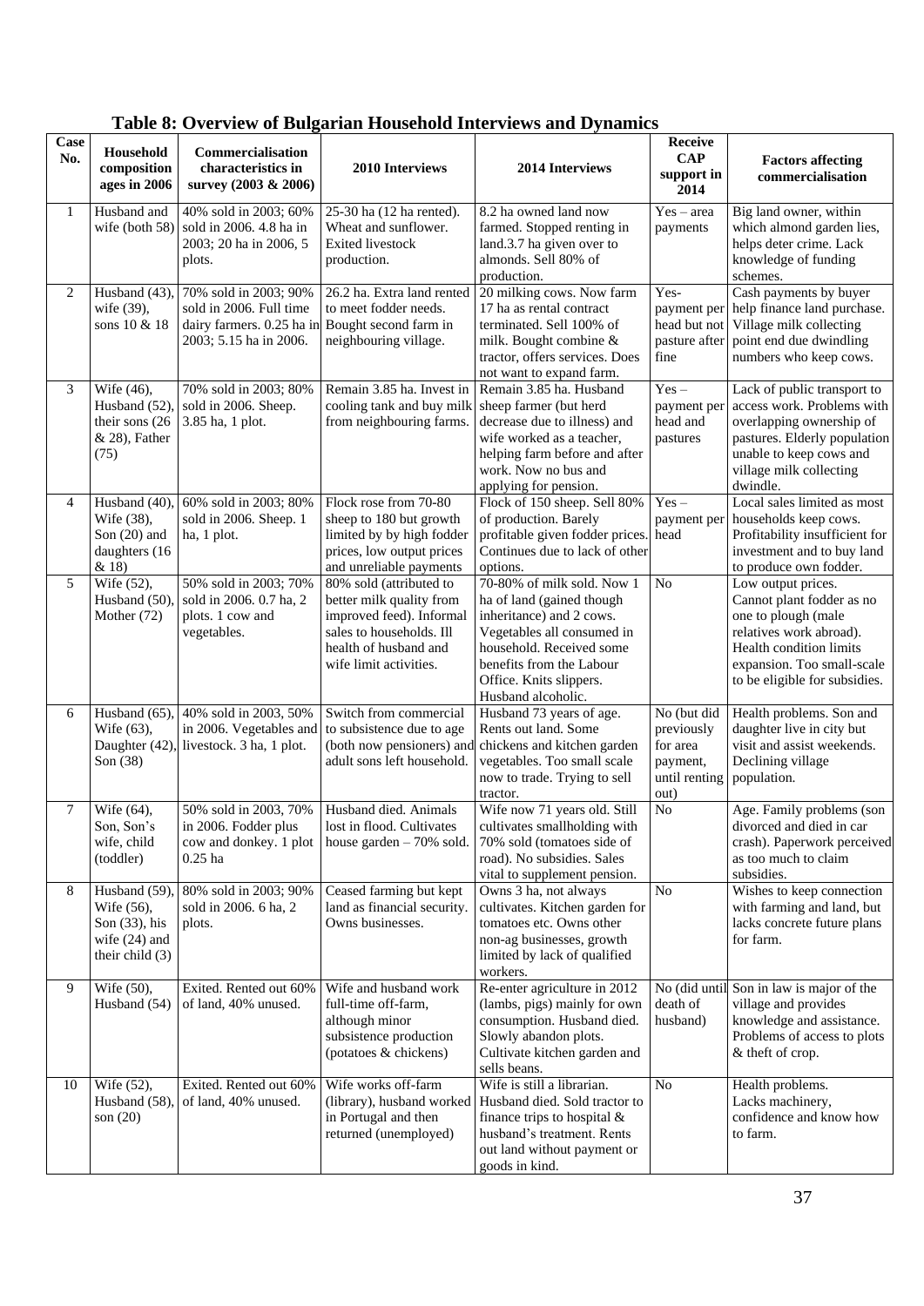**Table 8: Overview of Bulgarian Household Interviews and Dynamics**

| Case No. | Household composition ages in 2006 | Commercialisation characteristics in survey (2003 & 2006) | 2010 Interviews | 2014 Interviews | Receive CAP support in 2014 | Factors affecting commercialisation |
|---|---|---|---|---|---|---|
| 1 | Husband and wife (both 58) | 40% sold in 2003; 60% sold in 2006. 4.8 ha in 2003; 20 ha in 2006, 5 plots. | 25-30 ha (12 ha rented). Wheat and sunflower. Exited livestock production. | 8.2 ha owned land now farmed. Stopped renting in land.3.7 ha given over to almonds. Sell 80% of production. | Yes – area payments | Big land owner, within which almond garden lies, helps deter crime. Lack knowledge of funding schemes. |
| 2 | Husband (43), wife (39), sons 10 & 18 | 70% sold in 2003; 90% sold in 2006. Full time dairy farmers. 0.25 ha in 2003; 5.15 ha in 2006. | 26.2 ha. Extra land rented to meet fodder needs. Bought second farm in neighbouring village. | 20 milking cows. Now farm 17 ha as rental contract terminated. Sell 100% of milk. Bought combine & tractor, offers services. Does not want to expand farm. | Yes- payment per head but not pasture after fine | Cash payments by buyer help finance land purchase. Village milk collecting point end due dwindling numbers who keep cows. |
| 3 | Wife (46), Husband (52), their sons (26 & 28), Father (75) | 70% sold in 2003; 80% sold in 2006. Sheep. 3.85 ha, 1 plot. | Remain 3.85 ha. Invest in cooling tank and buy milk from neighbouring farms. | Remain 3.85 ha. Husband sheep farmer (but herd decrease due to illness) and wife worked as a teacher, helping farm before and after work. Now no bus and applying for pension. | Yes – payment per head and pastures | Lack of public transport to access work. Problems with overlapping ownership of pastures. Elderly population unable to keep cows and village milk collecting dwindle. |
| 4 | Husband (40), Wife (38), Son (20) and daughters (16 & 18) | 60% sold in 2003; 80% sold in 2006. Sheep. 1 ha, 1 plot. | Flock rose from 70-80 sheep to 180 but growth limited by by high fodder prices, low output prices and unreliable payments | Flock of 150 sheep. Sell 80% of production. Barely profitable given fodder prices. Continues due to lack of other options. | Yes – payment per head | Local sales limited as most households keep cows. Profitability insufficient for investment and to buy land to produce own fodder. |
| 5 | Wife (52), Husband (50), Mother (72) | 50% sold in 2003; 70% sold in 2006. 0.7 ha, 2 plots. 1 cow and vegetables. | 80% sold (attributed to better milk quality from improved feed). Informal sales to households. Ill health of husband and wife limit activities. | 70-80% of milk sold. Now 1 ha of land (gained though inheritance) and 2 cows. Vegetables all consumed in household. Received some benefits from the Labour Office. Knits slippers. Husband alcoholic. | No | Low output prices. Cannot plant fodder as no one to plough (male relatives work abroad). Health condition limits expansion. Too small-scale to be eligible for subsidies. |
| 6 | Husband (65), Wife (63), Daughter (42), Son (38) | 40% sold in 2003, 50% in 2006. Vegetables and livestock. 3 ha, 1 plot. | Switch from commercial to subsistence due to age (both now pensioners) and adult sons left household. | Husband 73 years of age. Rents out land. Some chickens and kitchen garden vegetables. Too small scale now to trade. Trying to sell tractor. | No (but did previously for area payment, until renting out) | Health problems. Son and daughter live in city but visit and assist weekends. Declining village population. |
| 7 | Wife (64), Son, Son's wife, child (toddler) | 50% sold in 2003, 70% in 2006. Fodder plus cow and donkey. 1 plot 0.25 ha | Husband died. Animals lost in flood. Cultivates house garden – 70% sold. | Wife now 71 years old. Still cultivates smallholding with 70% sold (tomatoes side of road). No subsidies. Sales vital to supplement pension. | No | Age. Family problems (son divorced and died in car crash). Paperwork perceived as too much to claim subsidies. |
| 8 | Husband (59), Wife (56), Son (33), his wife (24) and their child (3) | 80% sold in 2003; 90% sold in 2006. 6 ha, 2 plots. | Ceased farming but kept land as financial security. Owns businesses. | Owns 3 ha, not always cultivates. Kitchen garden for tomatoes etc. Owns other non-ag businesses, growth limited by lack of qualified workers. | No | Wishes to keep connection with farming and land, but lacks concrete future plans for farm. |
| 9 | Wife (50), Husband (54) | Exited. Rented out 60% of land, 40% unused. | Wife and husband work full-time off-farm, although minor subsistence production (potatoes & chickens) | Re-enter agriculture in 2012 (lambs, pigs) mainly for own consumption. Husband died. Slowly abandon plots. Cultivate kitchen garden and sells beans. | No (did until death of husband) | Son in law is major of the village and provides knowledge and assistance. Problems of access to plots & theft of crop. |
| 10 | Wife (52), Husband (58), son (20) | Exited. Rented out 60% of land, 40% unused. | Wife works off-farm (library), husband worked in Portugal and then returned (unemployed) | Wife is still a librarian. Husband died. Sold tractor to finance trips to hospital & husband's treatment. Rents out land without payment or goods in kind. | No | Health problems. Lacks machinery, confidence and know how to farm. |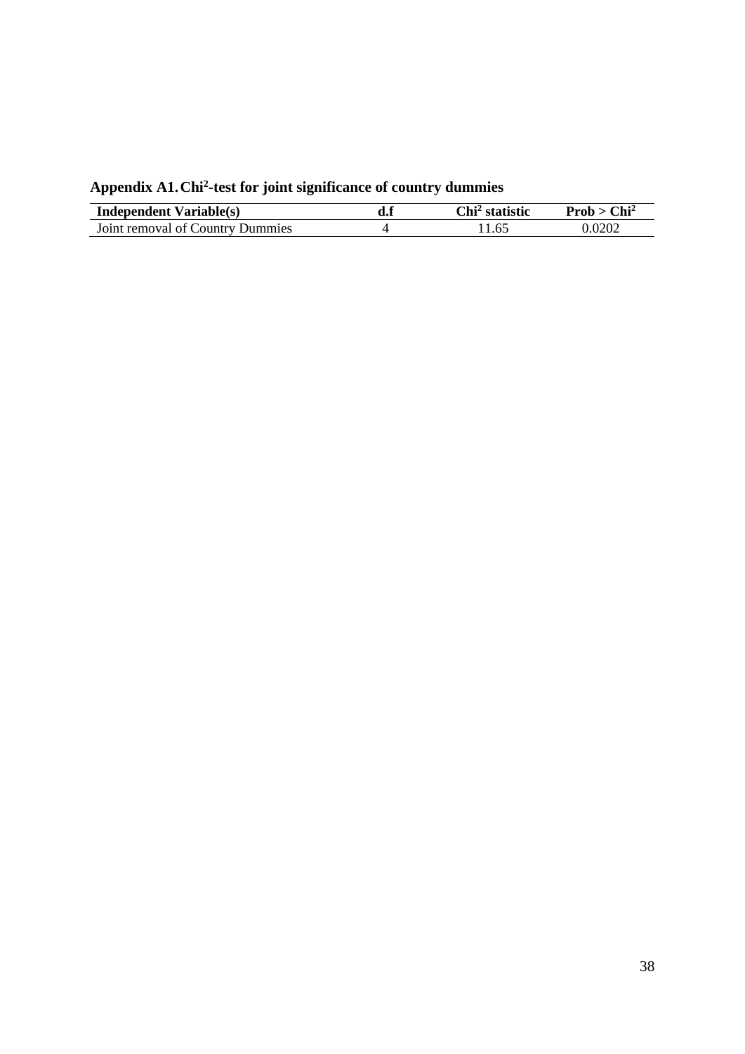**Appendix A1. $Chi^2$-test for joint significance of country dummies**

| Independent Variable(s) | d.f | $Chi^2$ statistic | Prob > $Chi^2$ |
|---|---|---|---|
| Joint removal of Country Dummies | 4 | 11.65 | 0.0202 |